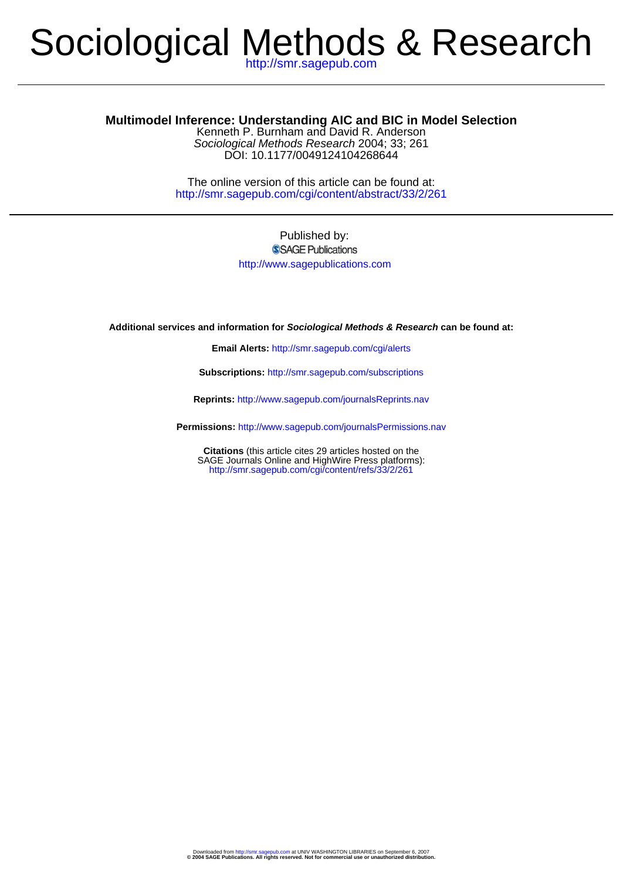# Sociological Methods & Research

http://smr.sagepub.com

## Multimodel Inference: Understanding AIC and BIC in Model Selection

Kenneth P. Burnham and David R. Anderson

*Sociological Methods Research* 2004; 33; 261

DOI: 10.1177/0049124104268644

The online version of this article can be found at:
http://smr.sagepub.com/cgi/content/abstract/33/2/261

Published by:

SAGE Publications

http://www.sagepublications.com

**Additional services and information for *Sociological Methods & Research* can be found at:**

**Email Alerts:** http://smr.sagepub.com/cgi/alerts

**Subscriptions:** http://smr.sagepub.com/subscriptions

**Reprints:** http://www.sagepub.com/journalsReprints.nav

**Permissions:** http://www.sagepub.com/journalsPermissions.nav

**Citations** (this article cites 29 articles hosted on the SAGE Journals Online and HighWire Press platforms):
http://smr.sagepub.com/cgi/content/refs/33/2/261

Downloaded from http://smr.sagepub.com at UNIV WASHINGTON LIBRARIES on September 6, 2007

**© 2004 SAGE Publications. All rights reserved. Not for commercial use or unauthorized distribution.**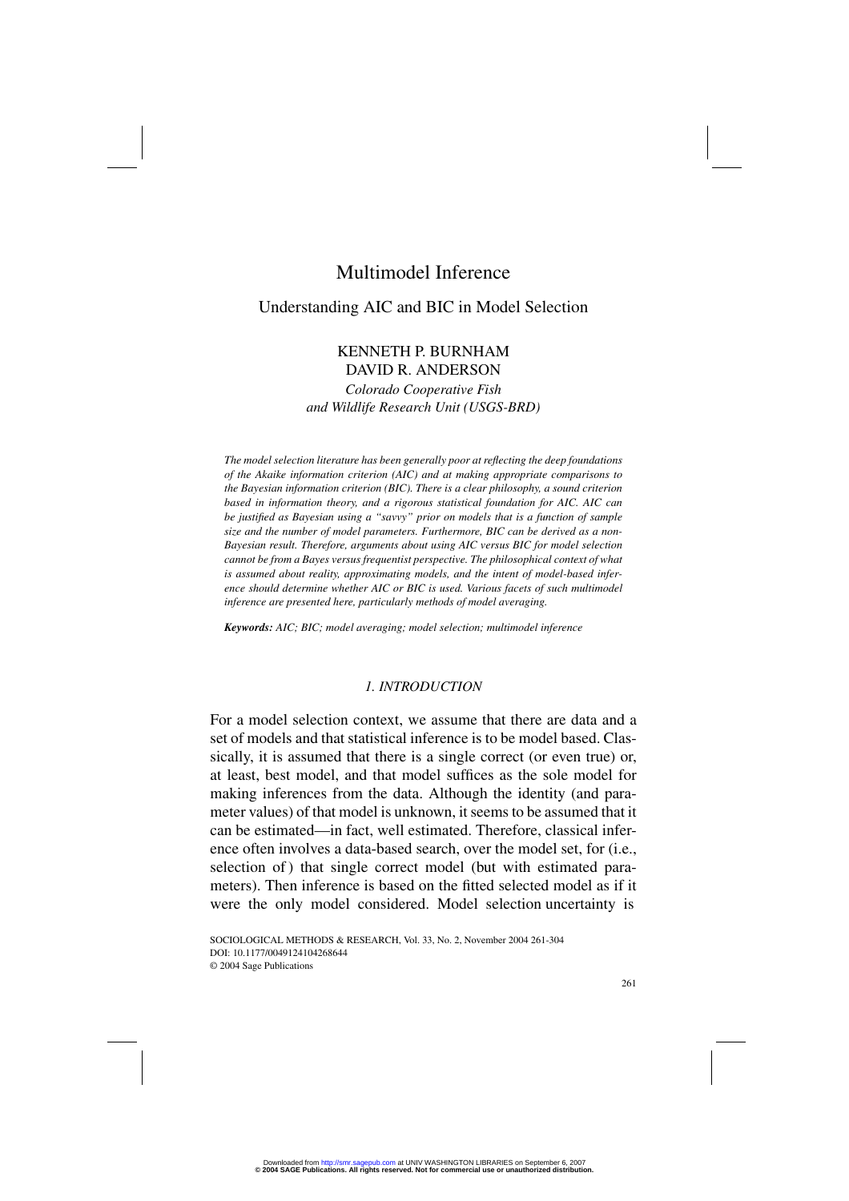# Multimodel Inference

## Understanding AIC and BIC in Model Selection

KENNETH P. BURNHAM
DAVID R. ANDERSON
*Colorado Cooperative Fish and Wildlife Research Unit (USGS-BRD)*

*The model selection literature has been generally poor at reflecting the deep foundations of the Akaike information criterion (AIC) and at making appropriate comparisons to the Bayesian information criterion (BIC). There is a clear philosophy, a sound criterion based in information theory, and a rigorous statistical foundation for AIC. AIC can be justified as Bayesian using a "savvy" prior on models that is a function of sample size and the number of model parameters. Furthermore, BIC can be derived as a non-Bayesian result. Therefore, arguments about using AIC versus BIC for model selection cannot be from a Bayes versus frequentist perspective. The philosophical context of what is assumed about reality, approximating models, and the intent of model-based inference should determine whether AIC or BIC is used. Various facets of such multimodel inference are presented here, particularly methods of model averaging.*

***Keywords:*** *AIC; BIC; model averaging; model selection; multimodel inference*

### *1. INTRODUCTION*

For a model selection context, we assume that there are data and a set of models and that statistical inference is to be model based. Classically, it is assumed that there is a single correct (or even true) or, at least, best model, and that model suffices as the sole model for making inferences from the data. Although the identity (and parameter values) of that model is unknown, it seems to be assumed that it can be estimated—in fact, well estimated. Therefore, classical inference often involves a data-based search, over the model set, for (i.e., selection of) that single correct model (but with estimated parameters). Then inference is based on the fitted selected model as if it were the only model considered. Model selection uncertainty is

SOCIOLOGICAL METHODS & RESEARCH, Vol. 33, No. 2, November 2004 261-304
DOI: 10.1177/0049124104268644
© 2004 Sage Publications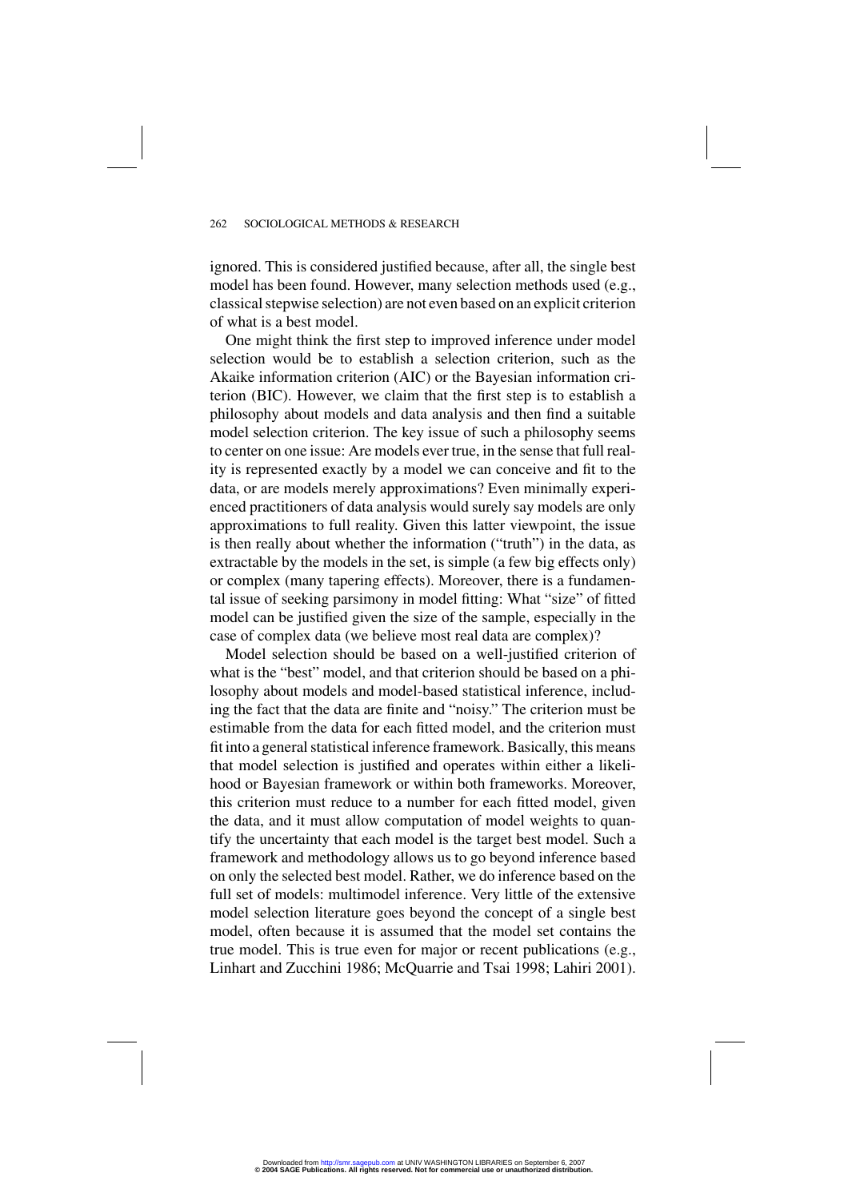ignored. This is considered justified because, after all, the single best model has been found. However, many selection methods used (e.g., classical stepwise selection) are not even based on an explicit criterion of what is a best model.

One might think the first step to improved inference under model selection would be to establish a selection criterion, such as the Akaike information criterion (AIC) or the Bayesian information criterion (BIC). However, we claim that the first step is to establish a philosophy about models and data analysis and then find a suitable model selection criterion. The key issue of such a philosophy seems to center on one issue: Are models ever true, in the sense that full reality is represented exactly by a model we can conceive and fit to the data, or are models merely approximations? Even minimally experienced practitioners of data analysis would surely say models are only approximations to full reality. Given this latter viewpoint, the issue is then really about whether the information ("truth") in the data, as extractable by the models in the set, is simple (a few big effects only) or complex (many tapering effects). Moreover, there is a fundamental issue of seeking parsimony in model fitting: What "size" of fitted model can be justified given the size of the sample, especially in the case of complex data (we believe most real data are complex)?

Model selection should be based on a well-justified criterion of what is the "best" model, and that criterion should be based on a philosophy about models and model-based statistical inference, including the fact that the data are finite and "noisy." The criterion must be estimable from the data for each fitted model, and the criterion must fit into a general statistical inference framework. Basically, this means that model selection is justified and operates within either a likelihood or Bayesian framework or within both frameworks. Moreover, this criterion must reduce to a number for each fitted model, given the data, and it must allow computation of model weights to quantify the uncertainty that each model is the target best model. Such a framework and methodology allows us to go beyond inference based on only the selected best model. Rather, we do inference based on the full set of models: multimodel inference. Very little of the extensive model selection literature goes beyond the concept of a single best model, often because it is assumed that the model set contains the true model. This is true even for major or recent publications (e.g., Linhart and Zucchini 1986; McQuarrie and Tsai 1998; Lahiri 2001).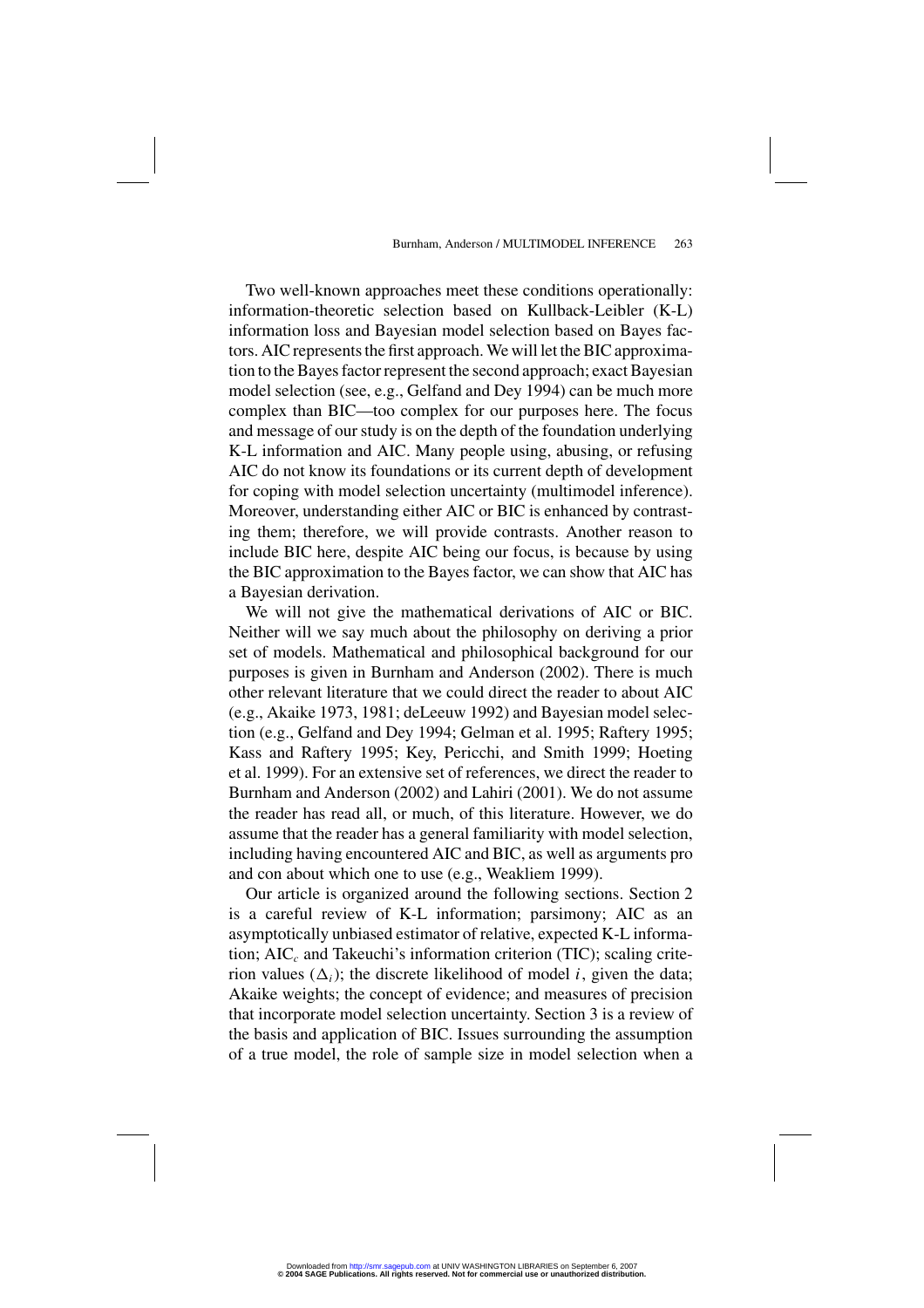Two well-known approaches meet these conditions operationally: information-theoretic selection based on Kullback-Leibler (K-L) information loss and Bayesian model selection based on Bayes factors. AIC represents the first approach. We will let the BIC approximation to the Bayes factor represent the second approach; exact Bayesian model selection (see, e.g., Gelfand and Dey 1994) can be much more complex than BIC—too complex for our purposes here. The focus and message of our study is on the depth of the foundation underlying K-L information and AIC. Many people using, abusing, or refusing AIC do not know its foundations or its current depth of development for coping with model selection uncertainty (multimodel inference). Moreover, understanding either AIC or BIC is enhanced by contrasting them; therefore, we will provide contrasts. Another reason to include BIC here, despite AIC being our focus, is because by using the BIC approximation to the Bayes factor, we can show that AIC has a Bayesian derivation.

We will not give the mathematical derivations of AIC or BIC. Neither will we say much about the philosophy on deriving a prior set of models. Mathematical and philosophical background for our purposes is given in Burnham and Anderson (2002). There is much other relevant literature that we could direct the reader to about AIC (e.g., Akaike 1973, 1981; deLeeuw 1992) and Bayesian model selection (e.g., Gelfand and Dey 1994; Gelman et al. 1995; Raftery 1995; Kass and Raftery 1995; Key, Pericchi, and Smith 1999; Hoeting et al. 1999). For an extensive set of references, we direct the reader to Burnham and Anderson (2002) and Lahiri (2001). We do not assume the reader has read all, or much, of this literature. However, we do assume that the reader has a general familiarity with model selection, including having encountered AIC and BIC, as well as arguments pro and con about which one to use (e.g., Weakliem 1999).

Our article is organized around the following sections. Section 2 is a careful review of K-L information; parsimony; AIC as an asymptotically unbiased estimator of relative, expected K-L information; $\text{AIC}_c$ and Takeuchi's information criterion (TIC); scaling criterion values ($\Delta_i$); the discrete likelihood of model $i$, given the data; Akaike weights; the concept of evidence; and measures of precision that incorporate model selection uncertainty. Section 3 is a review of the basis and application of BIC. Issues surrounding the assumption of a true model, the role of sample size in model selection when a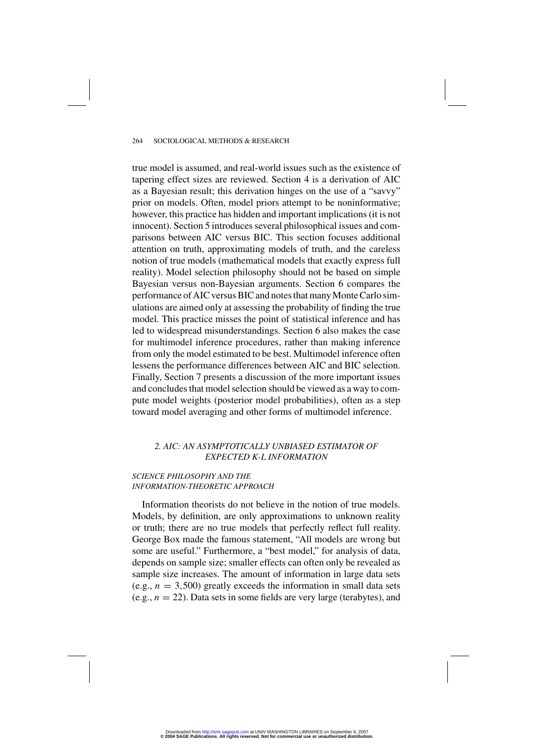true model is assumed, and real-world issues such as the existence of tapering effect sizes are reviewed. Section 4 is a derivation of AIC as a Bayesian result; this derivation hinges on the use of a "savvy" prior on models. Often, model priors attempt to be noninformative; however, this practice has hidden and important implications (it is not innocent). Section 5 introduces several philosophical issues and comparisons between AIC versus BIC. This section focuses additional attention on truth, approximating models of truth, and the careless notion of true models (mathematical models that exactly express full reality). Model selection philosophy should not be based on simple Bayesian versus non-Bayesian arguments. Section 6 compares the performance of AIC versus BIC and notes that many Monte Carlo simulations are aimed only at assessing the probability of finding the true model. This practice misses the point of statistical inference and has led to widespread misunderstandings. Section 6 also makes the case for multimodel inference procedures, rather than making inference from only the model estimated to be best. Multimodel inference often lessens the performance differences between AIC and BIC selection. Finally, Section 7 presents a discussion of the more important issues and concludes that model selection should be viewed as a way to compute model weights (posterior model probabilities), often as a step toward model averaging and other forms of multimodel inference.

## *2. AIC: AN ASYMPTOTICALLY UNBIASED ESTIMATOR OF EXPECTED K-L INFORMATION*

### *SCIENCE PHILOSOPHY AND THE INFORMATION-THEORETIC APPROACH*

Information theorists do not believe in the notion of true models. Models, by definition, are only approximations to unknown reality or truth; there are no true models that perfectly reflect full reality. George Box made the famous statement, "All models are wrong but some are useful." Furthermore, a "best model," for analysis of data, depends on sample size; smaller effects can often only be revealed as sample size increases. The amount of information in large data sets (e.g., $n = 3{,}500$) greatly exceeds the information in small data sets (e.g., $n = 22$). Data sets in some fields are very large (terabytes), and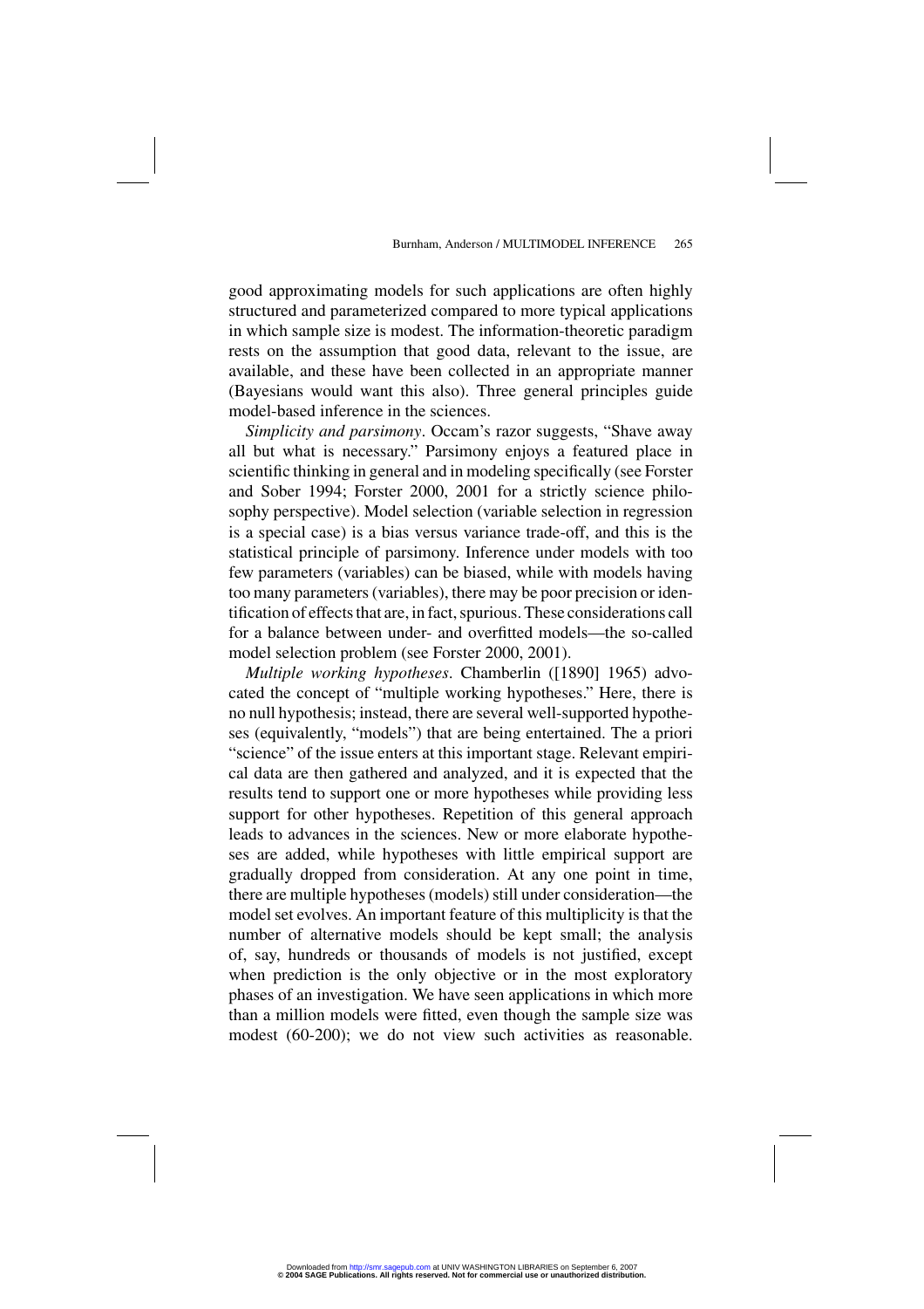good approximating models for such applications are often highly structured and parameterized compared to more typical applications in which sample size is modest. The information-theoretic paradigm rests on the assumption that good data, relevant to the issue, are available, and these have been collected in an appropriate manner (Bayesians would want this also). Three general principles guide model-based inference in the sciences.

*Simplicity and parsimony*. Occam's razor suggests, "Shave away all but what is necessary." Parsimony enjoys a featured place in scientific thinking in general and in modeling specifically (see Forster and Sober 1994; Forster 2000, 2001 for a strictly science philosophy perspective). Model selection (variable selection in regression is a special case) is a bias versus variance trade-off, and this is the statistical principle of parsimony. Inference under models with too few parameters (variables) can be biased, while with models having too many parameters (variables), there may be poor precision or identification of effects that are, in fact, spurious. These considerations call for a balance between under- and overfitted models—the so-called model selection problem (see Forster 2000, 2001).

*Multiple working hypotheses*. Chamberlin ([1890] 1965) advocated the concept of "multiple working hypotheses." Here, there is no null hypothesis; instead, there are several well-supported hypotheses (equivalently, "models") that are being entertained. The a priori "science" of the issue enters at this important stage. Relevant empirical data are then gathered and analyzed, and it is expected that the results tend to support one or more hypotheses while providing less support for other hypotheses. Repetition of this general approach leads to advances in the sciences. New or more elaborate hypotheses are added, while hypotheses with little empirical support are gradually dropped from consideration. At any one point in time, there are multiple hypotheses (models) still under consideration—the model set evolves. An important feature of this multiplicity is that the number of alternative models should be kept small; the analysis of, say, hundreds or thousands of models is not justified, except when prediction is the only objective or in the most exploratory phases of an investigation. We have seen applications in which more than a million models were fitted, even though the sample size was modest (60-200); we do not view such activities as reasonable.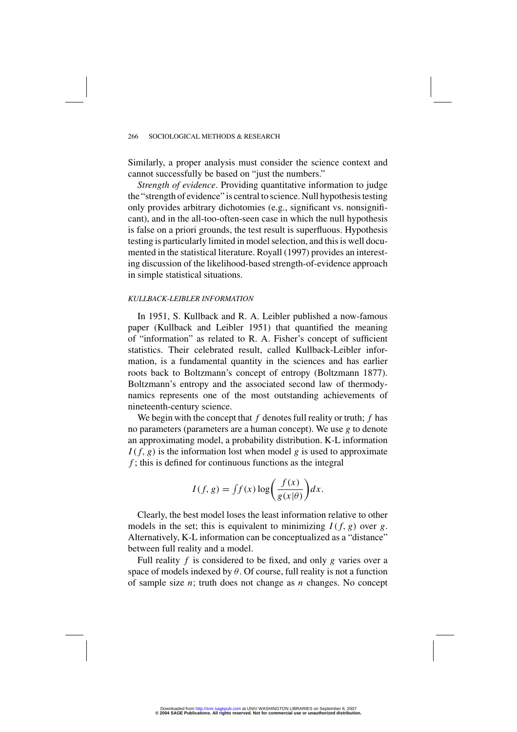Similarly, a proper analysis must consider the science context and cannot successfully be based on "just the numbers."

*Strength of evidence*. Providing quantitative information to judge the "strength of evidence" is central to science. Null hypothesis testing only provides arbitrary dichotomies (e.g., significant vs. nonsignificant), and in the all-too-often-seen case in which the null hypothesis is false on a priori grounds, the test result is superfluous. Hypothesis testing is particularly limited in model selection, and this is well documented in the statistical literature. Royall (1997) provides an interesting discussion of the likelihood-based strength-of-evidence approach in simple statistical situations.

### *KULLBACK-LEIBLER INFORMATION*

In 1951, S. Kullback and R. A. Leibler published a now-famous paper (Kullback and Leibler 1951) that quantified the meaning of "information" as related to R. A. Fisher's concept of sufficient statistics. Their celebrated result, called Kullback-Leibler information, is a fundamental quantity in the sciences and has earlier roots back to Boltzmann's concept of entropy (Boltzmann 1877). Boltzmann's entropy and the associated second law of thermodynamics represents one of the most outstanding achievements of nineteenth-century science.

We begin with the concept that $f$ denotes full reality or truth; $f$ has no parameters (parameters are a human concept). We use $g$ to denote an approximating model, a probability distribution. K-L information $I(f, g)$ is the information lost when model $g$ is used to approximate $f$; this is defined for continuous functions as the integral

$$I(f, g) = \int f(x) \log\left(\frac{f(x)}{g(x|\theta)}\right) dx.$$

Clearly, the best model loses the least information relative to other models in the set; this is equivalent to minimizing $I(f, g)$ over $g$. Alternatively, K-L information can be conceptualized as a "distance" between full reality and a model.

Full reality $f$ is considered to be fixed, and only $g$ varies over a space of models indexed by $\theta$. Of course, full reality is not a function of sample size $n$; truth does not change as $n$ changes. No concept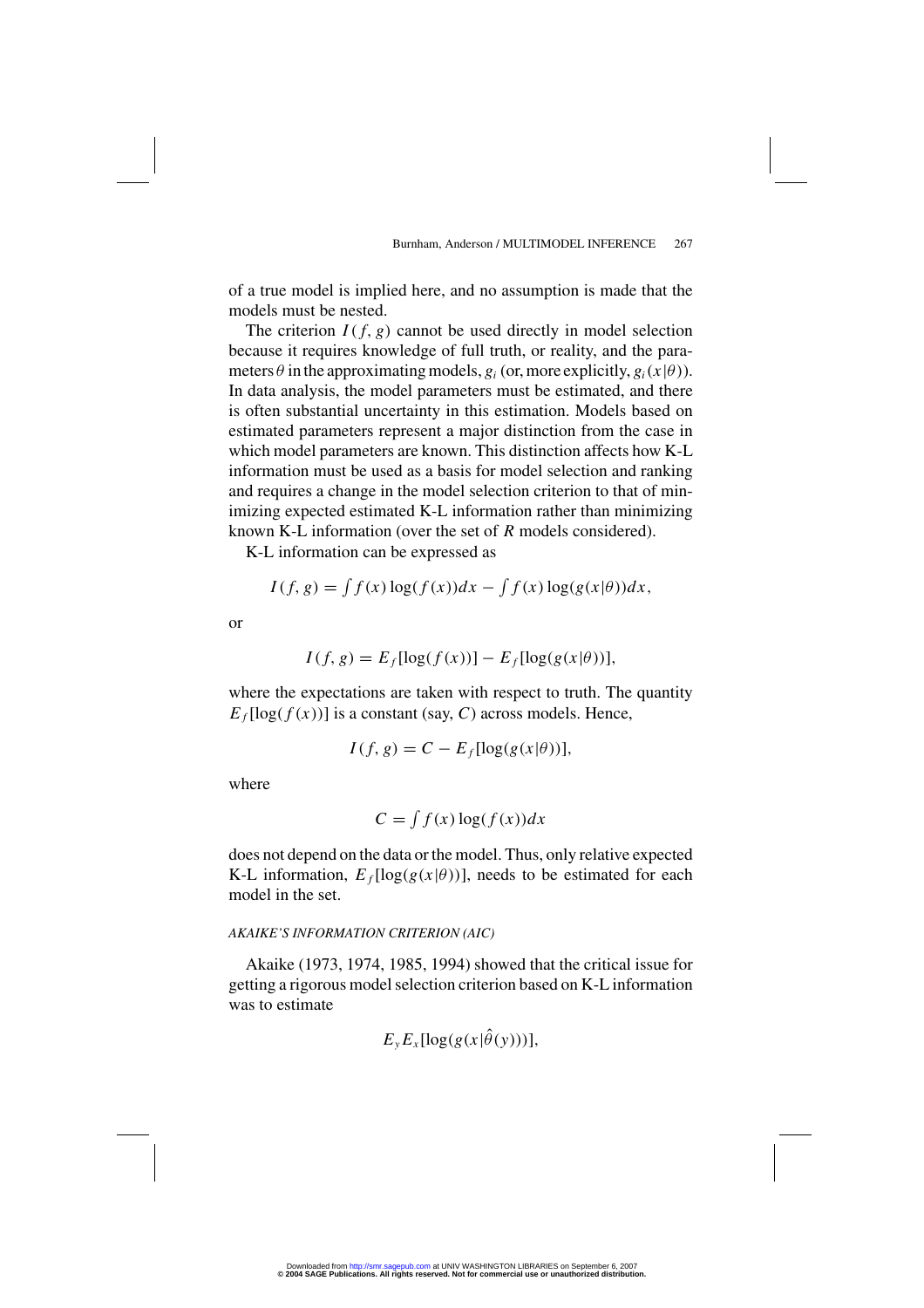of a true model is implied here, and no assumption is made that the models must be nested.

The criterion $I(f, g)$ cannot be used directly in model selection because it requires knowledge of full truth, or reality, and the parameters $\theta$ in the approximating models, $g_i$ (or, more explicitly, $g_i(x|\theta)$). In data analysis, the model parameters must be estimated, and there is often substantial uncertainty in this estimation. Models based on estimated parameters represent a major distinction from the case in which model parameters are known. This distinction affects how K-L information must be used as a basis for model selection and ranking and requires a change in the model selection criterion to that of minimizing expected estimated K-L information rather than minimizing known K-L information (over the set of $R$ models considered).

K-L information can be expressed as

$$I(f, g) = \int f(x) \log(f(x))dx - \int f(x) \log(g(x|\theta))dx,$$

or

$$I(f, g) = E_f[\log(f(x))] - E_f[\log(g(x|\theta))],$$

where the expectations are taken with respect to truth. The quantity $E_f[\log(f(x))]$ is a constant (say, $C$) across models. Hence,

$$I(f, g) = C - E_f[\log(g(x|\theta))],$$

where

$$C = \int f(x) \log(f(x))dx$$

does not depend on the data or the model. Thus, only relative expected K-L information, $E_f[\log(g(x|\theta))]$, needs to be estimated for each model in the set.

### *AKAIKE'S INFORMATION CRITERION (AIC)*

Akaike (1973, 1974, 1985, 1994) showed that the critical issue for getting a rigorous model selection criterion based on K-L information was to estimate

$$E_y E_x[\log(g(x|\hat{\theta}(y)))],$$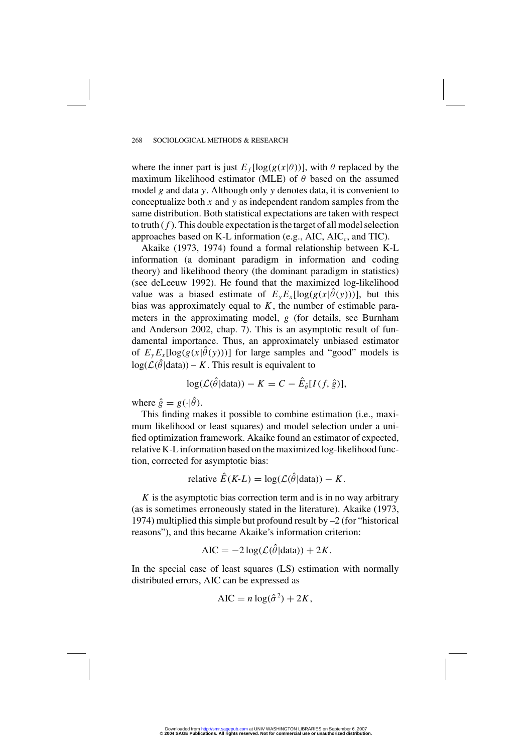where the inner part is just $E_f[\log(g(x|\theta))]$, with $\theta$ replaced by the maximum likelihood estimator (MLE) of $\theta$ based on the assumed model $g$ and data $y$. Although only $y$ denotes data, it is convenient to conceptualize both $x$ and $y$ as independent random samples from the same distribution. Both statistical expectations are taken with respect to truth ($f$). This double expectation is the target of all model selection approaches based on K-L information (e.g., AIC, $\text{AIC}_c$, and TIC).

Akaike (1973, 1974) found a formal relationship between K-L information (a dominant paradigm in information and coding theory) and likelihood theory (the dominant paradigm in statistics) (see deLeeuw 1992). He found that the maximized log-likelihood value was a biased estimate of $E_y E_x[\log(g(x|\hat{\theta}(y)))]$, but this bias was approximately equal to $K$, the number of estimable parameters in the approximating model, $g$ (for details, see Burnham and Anderson 2002, chap. 7). This is an asymptotic result of fundamental importance. Thus, an approximately unbiased estimator of $E_y E_x[\log(g(x|\hat{\theta}(y)))]$ for large samples and "good" models is $\log(\mathcal{L}(\hat{\theta}|\text{data})) - K$. This result is equivalent to

$$\log(\mathcal{L}(\hat{\theta}|\text{data})) - K = C - \hat{E}_{\hat{\theta}}[I(f, \hat{g})],$$

where $\hat{g} = g(\cdot|\hat{\theta})$.

This finding makes it possible to combine estimation (i.e., maximum likelihood or least squares) and model selection under a unified optimization framework. Akaike found an estimator of expected, relative K-L information based on the maximized log-likelihood function, corrected for asymptotic bias:

$$\text{relative } \hat{E}(\text{K-L}) = \log(\mathcal{L}(\hat{\theta}|\text{data})) - K.$$

$K$ is the asymptotic bias correction term and is in no way arbitrary (as is sometimes erroneously stated in the literature). Akaike (1973, 1974) multiplied this simple but profound result by –2 (for "historical reasons"), and this became Akaike's information criterion:

$$\text{AIC} = -2\log(\mathcal{L}(\hat{\theta}|\text{data})) + 2K.$$

In the special case of least squares (LS) estimation with normally distributed errors, AIC can be expressed as

$$\text{AIC} = n\log(\hat{\sigma}^2) + 2K,$$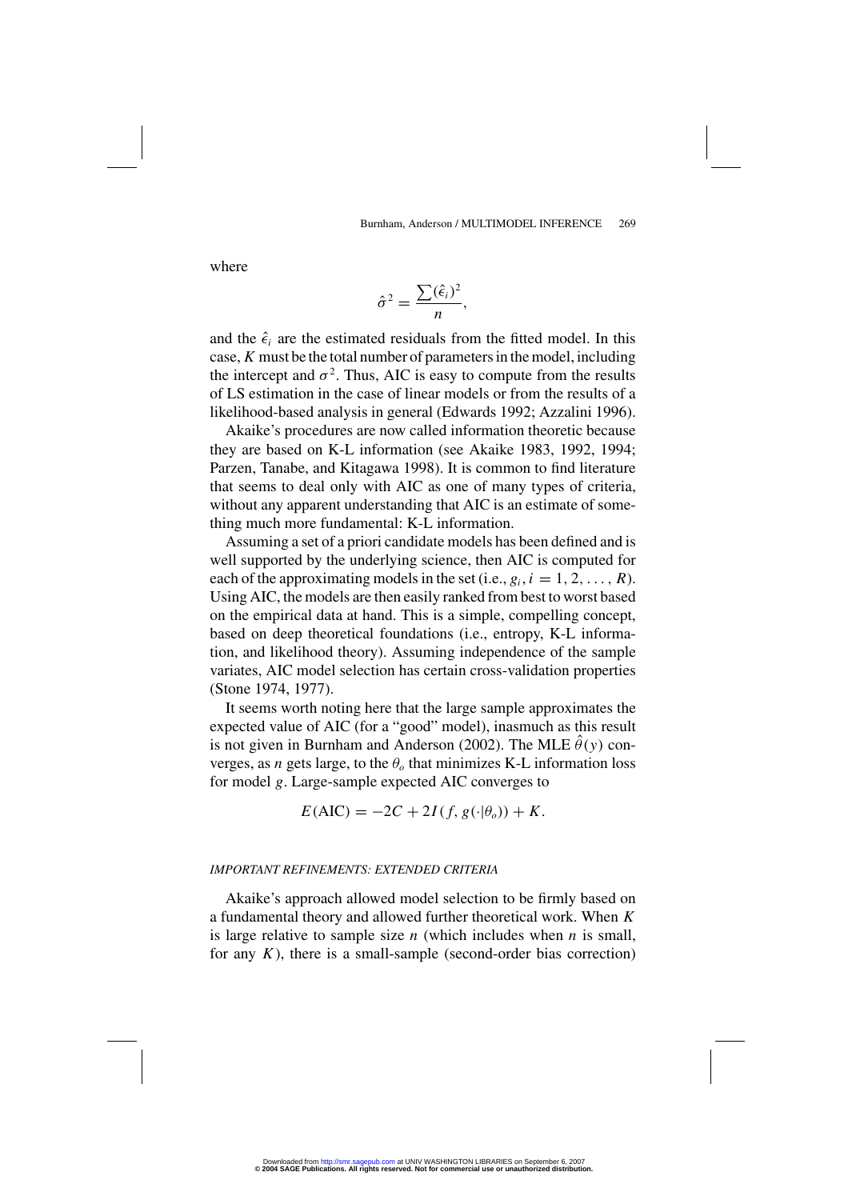where

$$\hat{\sigma}^2 = \frac{\sum(\hat{\epsilon}_i)^2}{n},$$

and the $\hat{\epsilon}_i$ are the estimated residuals from the fitted model. In this case, $K$ must be the total number of parameters in the model, including the intercept and $\sigma^2$. Thus, AIC is easy to compute from the results of LS estimation in the case of linear models or from the results of a likelihood-based analysis in general (Edwards 1992; Azzalini 1996).

Akaike's procedures are now called information theoretic because they are based on K-L information (see Akaike 1983, 1992, 1994; Parzen, Tanabe, and Kitagawa 1998). It is common to find literature that seems to deal only with AIC as one of many types of criteria, without any apparent understanding that AIC is an estimate of something much more fundamental: K-L information.

Assuming a set of a priori candidate models has been defined and is well supported by the underlying science, then AIC is computed for each of the approximating models in the set (i.e., $g_i, i = 1, 2, \ldots, R$). Using AIC, the models are then easily ranked from best to worst based on the empirical data at hand. This is a simple, compelling concept, based on deep theoretical foundations (i.e., entropy, K-L information, and likelihood theory). Assuming independence of the sample variates, AIC model selection has certain cross-validation properties (Stone 1974, 1977).

It seems worth noting here that the large sample approximates the expected value of AIC (for a "good" model), inasmuch as this result is not given in Burnham and Anderson (2002). The MLE $\hat{\theta}(y)$ converges, as $n$ gets large, to the $\theta_o$ that minimizes K-L information loss for model $g$. Large-sample expected AIC converges to

$$E(\text{AIC}) = -2C + 2I(f, g(\cdot|\theta_o)) + K.$$

### *IMPORTANT REFINEMENTS: EXTENDED CRITERIA*

Akaike's approach allowed model selection to be firmly based on a fundamental theory and allowed further theoretical work. When $K$ is large relative to sample size $n$ (which includes when $n$ is small, for any $K$), there is a small-sample (second-order bias correction)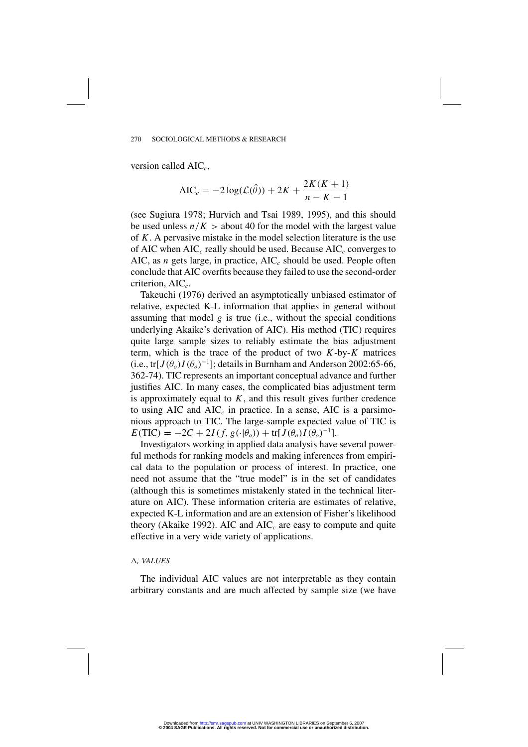version called $\text{AIC}_c$,

$$\text{AIC}_c = -2\log(\mathcal{L}(\hat{\theta})) + 2K + \frac{2K(K+1)}{n-K-1}$$

(see Sugiura 1978; Hurvich and Tsai 1989, 1995), and this should be used unless $n/K >$ about 40 for the model with the largest value of $K$. A pervasive mistake in the model selection literature is the use of AIC when $\text{AIC}_c$ really should be used. Because $\text{AIC}_c$ converges to AIC, as $n$ gets large, in practice, $\text{AIC}_c$ should be used. People often conclude that AIC overfits because they failed to use the second-order criterion, $\text{AIC}_c$.

Takeuchi (1976) derived an asymptotically unbiased estimator of relative, expected K-L information that applies in general without assuming that model $g$ is true (i.e., without the special conditions underlying Akaike's derivation of AIC). His method (TIC) requires quite large sample sizes to reliably estimate the bias adjustment term, which is the trace of the product of two $K$-by-$K$ matrices (i.e., $\text{tr}[J(\theta_o)I(\theta_o)^{-1}]$; details in Burnham and Anderson 2002:65-66, 362-74). TIC represents an important conceptual advance and further justifies AIC. In many cases, the complicated bias adjustment term is approximately equal to $K$, and this result gives further credence to using AIC and $\text{AIC}_c$ in practice. In a sense, AIC is a parsimonious approach to TIC. The large-sample expected value of TIC is $E(\text{TIC}) = -2C + 2I(f, g(\cdot|\theta_o)) + \text{tr}[J(\theta_o)I(\theta_o)^{-1}]$.

Investigators working in applied data analysis have several powerful methods for ranking models and making inferences from empirical data to the population or process of interest. In practice, one need not assume that the "true model" is in the set of candidates (although this is sometimes mistakenly stated in the technical literature on AIC). These information criteria are estimates of relative, expected K-L information and are an extension of Fisher's likelihood theory (Akaike 1992). AIC and $\text{AIC}_c$ are easy to compute and quite effective in a very wide variety of applications.

### $\Delta_i$ *VALUES*

The individual AIC values are not interpretable as they contain arbitrary constants and are much affected by sample size (we have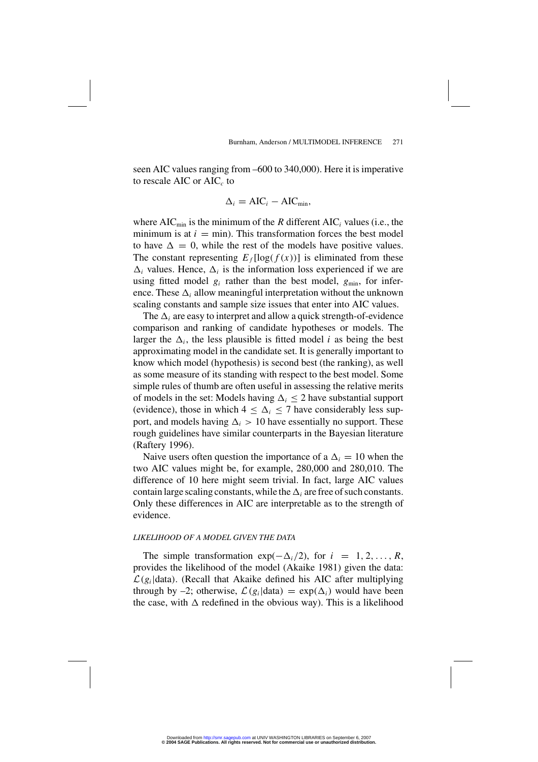seen AIC values ranging from –600 to 340,000). Here it is imperative to rescale AIC or $\text{AIC}_c$ to

$$\Delta_i = \text{AIC}_i - \text{AIC}_{\text{min}},$$

where $\text{AIC}_{\text{min}}$ is the minimum of the $R$ different $\text{AIC}_i$ values (i.e., the minimum is at $i = \text{min}$). This transformation forces the best model to have $\Delta = 0$, while the rest of the models have positive values. The constant representing $E_f[\log(f(x))]$ is eliminated from these $\Delta_i$ values. Hence, $\Delta_i$ is the information loss experienced if we are using fitted model $g_i$ rather than the best model, $g_{\text{min}}$, for inference. These $\Delta_i$ allow meaningful interpretation without the unknown scaling constants and sample size issues that enter into AIC values.

The $\Delta_i$ are easy to interpret and allow a quick strength-of-evidence comparison and ranking of candidate hypotheses or models. The larger the $\Delta_i$, the less plausible is fitted model $i$ as being the best approximating model in the candidate set. It is generally important to know which model (hypothesis) is second best (the ranking), as well as some measure of its standing with respect to the best model. Some simple rules of thumb are often useful in assessing the relative merits of models in the set: Models having $\Delta_i \leq 2$ have substantial support (evidence), those in which $4 \leq \Delta_i \leq 7$ have considerably less support, and models having $\Delta_i > 10$ have essentially no support. These rough guidelines have similar counterparts in the Bayesian literature (Raftery 1996).

Naive users often question the importance of a $\Delta_i = 10$ when the two AIC values might be, for example, 280,000 and 280,010. The difference of 10 here might seem trivial. In fact, large AIC values contain large scaling constants, while the $\Delta_i$ are free of such constants. Only these differences in AIC are interpretable as to the strength of evidence.

#### *LIKELIHOOD OF A MODEL GIVEN THE DATA*

The simple transformation $\exp(-\Delta_i/2)$, for $i = 1, 2, \ldots, R$, provides the likelihood of the model (Akaike 1981) given the data: $\mathcal{L}(g_i|\text{data})$. (Recall that Akaike defined his AIC after multiplying through by –2; otherwise, $\mathcal{L}(g_i|\text{data}) = \exp(\Delta_i)$ would have been the case, with $\Delta$ redefined in the obvious way). This is a likelihood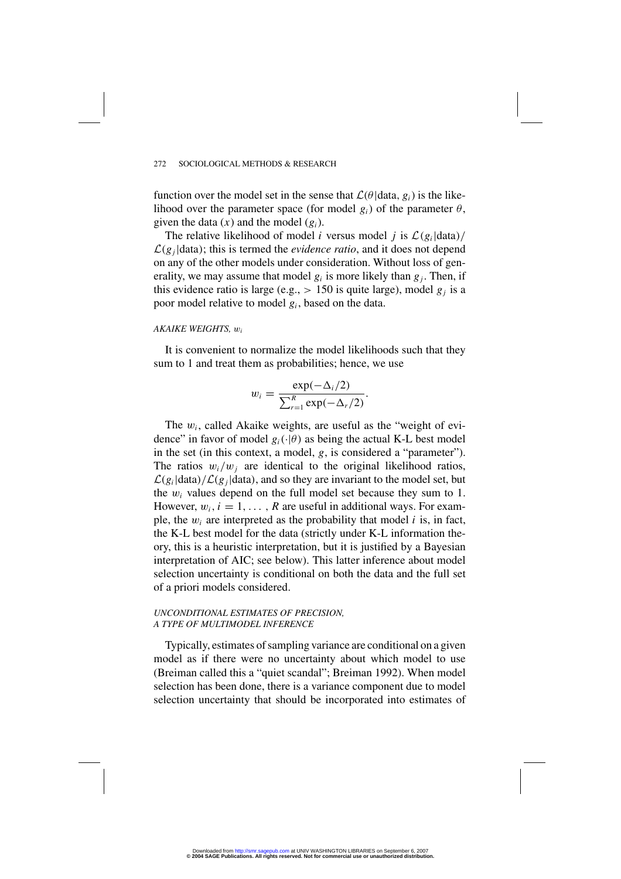function over the model set in the sense that $\mathcal{L}(\theta|\text{data}, g_i)$ is the likelihood over the parameter space (for model $g_i$) of the parameter $\theta$, given the data ($x$) and the model ($g_i$).

The relative likelihood of model $i$ versus model $j$ is $\mathcal{L}(g_i|\text{data})/\mathcal{L}(g_j|\text{data})$; this is termed the *evidence ratio*, and it does not depend on any of the other models under consideration. Without loss of generality, we may assume that model $g_i$ is more likely than $g_j$. Then, if this evidence ratio is large (e.g., $> 150$ is quite large), model $g_j$ is a poor model relative to model $g_i$, based on the data.

### AKAIKE WEIGHTS, $w_i$

It is convenient to normalize the model likelihoods such that they sum to 1 and treat them as probabilities; hence, we use

$$w_i = \frac{\exp(-\Delta_i/2)}{\sum_{r=1}^{R} \exp(-\Delta_r/2)}.$$

The $w_i$, called Akaike weights, are useful as the "weight of evidence" in favor of model $g_i(\cdot|\theta)$ as being the actual K-L best model in the set (in this context, a model, $g$, is considered a "parameter"). The ratios $w_i/w_j$ are identical to the original likelihood ratios, $\mathcal{L}(g_i|\text{data})/\mathcal{L}(g_j|\text{data})$, and so they are invariant to the model set, but the $w_i$ values depend on the full model set because they sum to 1. However, $w_i, i = 1, \ldots, R$ are useful in additional ways. For example, the $w_i$ are interpreted as the probability that model $i$ is, in fact, the K-L best model for the data (strictly under K-L information theory, this is a heuristic interpretation, but it is justified by a Bayesian interpretation of AIC; see below). This latter inference about model selection uncertainty is conditional on both the data and the full set of a priori models considered.

### UNCONDITIONAL ESTIMATES OF PRECISION, A TYPE OF MULTIMODEL INFERENCE

Typically, estimates of sampling variance are conditional on a given model as if there were no uncertainty about which model to use (Breiman called this a "quiet scandal"; Breiman 1992). When model selection has been done, there is a variance component due to model selection uncertainty that should be incorporated into estimates of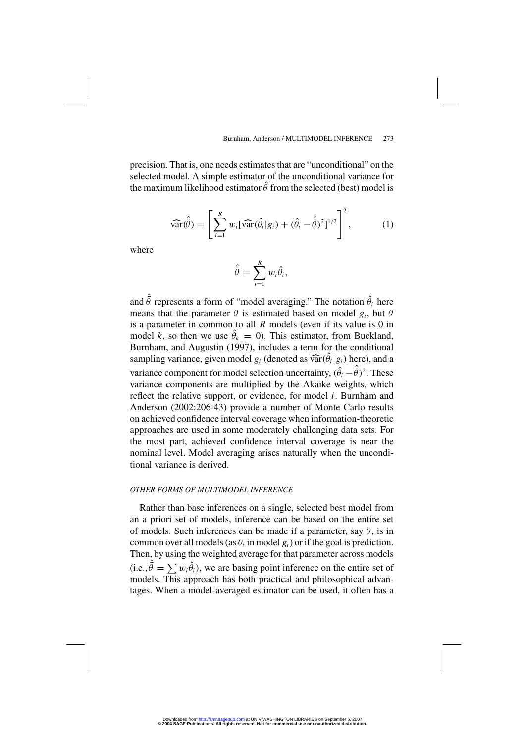precision. That is, one needs estimates that are "unconditional" on the selected model. A simple estimator of the unconditional variance for the maximum likelihood estimator $\hat{\theta}$ from the selected (best) model is

$$\widehat{\text{var}}(\hat{\bar{\theta}}) = \left[ \sum_{i=1}^{R} w_i [\widehat{\text{var}}(\hat{\theta}_i | g_i) + (\hat{\theta}_i - \hat{\bar{\theta}})^2]^{1/2} \right]^2, \tag{1}$$

where

$$\hat{\bar{\theta}} = \sum_{i=1}^{R} w_i \hat{\theta}_i,$$

and $\hat{\bar{\theta}}$ represents a form of "model averaging." The notation $\hat{\theta}_i$ here means that the parameter $\theta$ is estimated based on model $g_i$, but $\theta$ is a parameter in common to all $R$ models (even if its value is 0 in model $k$, so then we use $\hat{\theta}_k = 0$). This estimator, from Buckland, Burnham, and Augustin (1997), includes a term for the conditional sampling variance, given model $g_i$ (denoted as $\widehat{\text{var}}(\hat{\theta}_i | g_i)$ here), and a variance component for model selection uncertainty, $(\hat{\theta}_i - \hat{\bar{\theta}})^2$. These variance components are multiplied by the Akaike weights, which reflect the relative support, or evidence, for model $i$. Burnham and Anderson (2002:206-43) provide a number of Monte Carlo results on achieved confidence interval coverage when information-theoretic approaches are used in some moderately challenging data sets. For the most part, achieved confidence interval coverage is near the nominal level. Model averaging arises naturally when the unconditional variance is derived.

### *OTHER FORMS OF MULTIMODEL INFERENCE*

Rather than base inferences on a single, selected best model from an a priori set of models, inference can be based on the entire set of models. Such inferences can be made if a parameter, say $\theta$, is in common over all models (as $\theta_i$ in model $g_i$) or if the goal is prediction. Then, by using the weighted average for that parameter across models (i.e., $\hat{\bar{\theta}} = \sum w_i \hat{\theta}_i$), we are basing point inference on the entire set of models. This approach has both practical and philosophical advantages. When a model-averaged estimator can be used, it often has a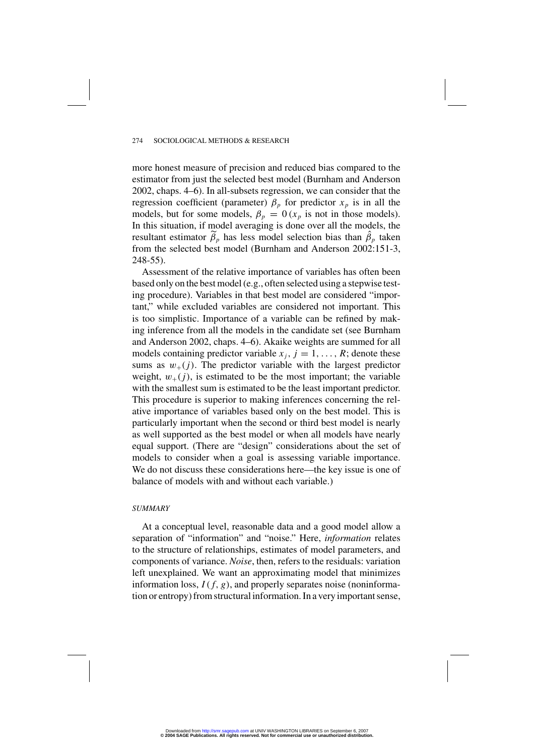more honest measure of precision and reduced bias compared to the estimator from just the selected best model (Burnham and Anderson 2002, chaps. 4–6). In all-subsets regression, we can consider that the regression coefficient (parameter) $\beta_p$ for predictor $x_p$ is in all the models, but for some models, $\beta_p = 0$ ($x_p$ is not in those models). In this situation, if model averaging is done over all the models, the resultant estimator $\widetilde{\beta}_p$ has less model selection bias than $\hat{\beta}_p$ taken from the selected best model (Burnham and Anderson 2002:151-3, 248-55).

Assessment of the relative importance of variables has often been based only on the best model (e.g., often selected using a stepwise testing procedure). Variables in that best model are considered "important," while excluded variables are considered not important. This is too simplistic. Importance of a variable can be refined by making inference from all the models in the candidate set (see Burnham and Anderson 2002, chaps. 4–6). Akaike weights are summed for all models containing predictor variable $x_j$, $j = 1, \dots, R$; denote these sums as $w_+(j)$. The predictor variable with the largest predictor weight, $w_+(j)$, is estimated to be the most important; the variable with the smallest sum is estimated to be the least important predictor. This procedure is superior to making inferences concerning the relative importance of variables based only on the best model. This is particularly important when the second or third best model is nearly as well supported as the best model or when all models have nearly equal support. (There are "design" considerations about the set of models to consider when a goal is assessing variable importance. We do not discuss these considerations here—the key issue is one of balance of models with and without each variable.)

### *SUMMARY*

At a conceptual level, reasonable data and a good model allow a separation of "information" and "noise." Here, *information* relates to the structure of relationships, estimates of model parameters, and components of variance. *Noise*, then, refers to the residuals: variation left unexplained. We want an approximating model that minimizes information loss, $I(f, g)$, and properly separates noise (noninformation or entropy) from structural information. In a very important sense,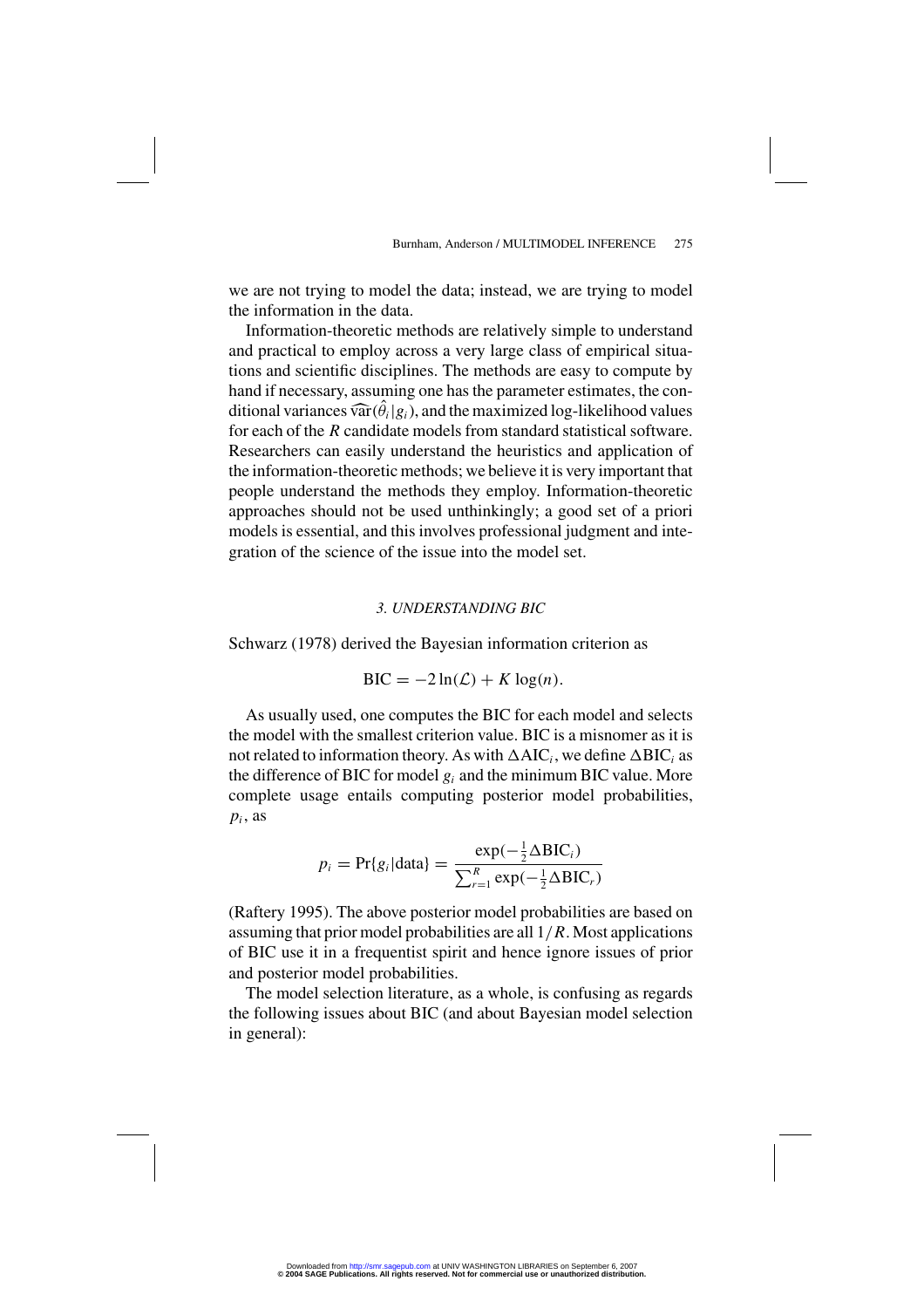we are not trying to model the data; instead, we are trying to model the information in the data.

Information-theoretic methods are relatively simple to understand and practical to employ across a very large class of empirical situations and scientific disciplines. The methods are easy to compute by hand if necessary, assuming one has the parameter estimates, the conditional variances $\widehat{\text{var}}(\hat{\theta}_i|g_i)$, and the maximized log-likelihood values for each of the $R$ candidate models from standard statistical software. Researchers can easily understand the heuristics and application of the information-theoretic methods; we believe it is very important that people understand the methods they employ. Information-theoretic approaches should not be used unthinkingly; a good set of a priori models is essential, and this involves professional judgment and integration of the science of the issue into the model set.

## *3. UNDERSTANDING BIC*

Schwarz (1978) derived the Bayesian information criterion as

$$\text{BIC} = -2\ln(\mathcal{L}) + K\log(n).$$

As usually used, one computes the BIC for each model and selects the model with the smallest criterion value. BIC is a misnomer as it is not related to information theory. As with $\Delta\text{AIC}_i$, we define $\Delta\text{BIC}_i$ as the difference of BIC for model $g_i$ and the minimum BIC value. More complete usage entails computing posterior model probabilities, $p_i$, as

$$p_i = \Pr\{g_i|\text{data}\} = \frac{\exp(-\frac{1}{2}\Delta\text{BIC}_i)}{\sum_{r=1}^{R}\exp(-\frac{1}{2}\Delta\text{BIC}_r)}$$

(Raftery 1995). The above posterior model probabilities are based on assuming that prior model probabilities are all $1/R$. Most applications of BIC use it in a frequentist spirit and hence ignore issues of prior and posterior model probabilities.

The model selection literature, as a whole, is confusing as regards the following issues about BIC (and about Bayesian model selection in general):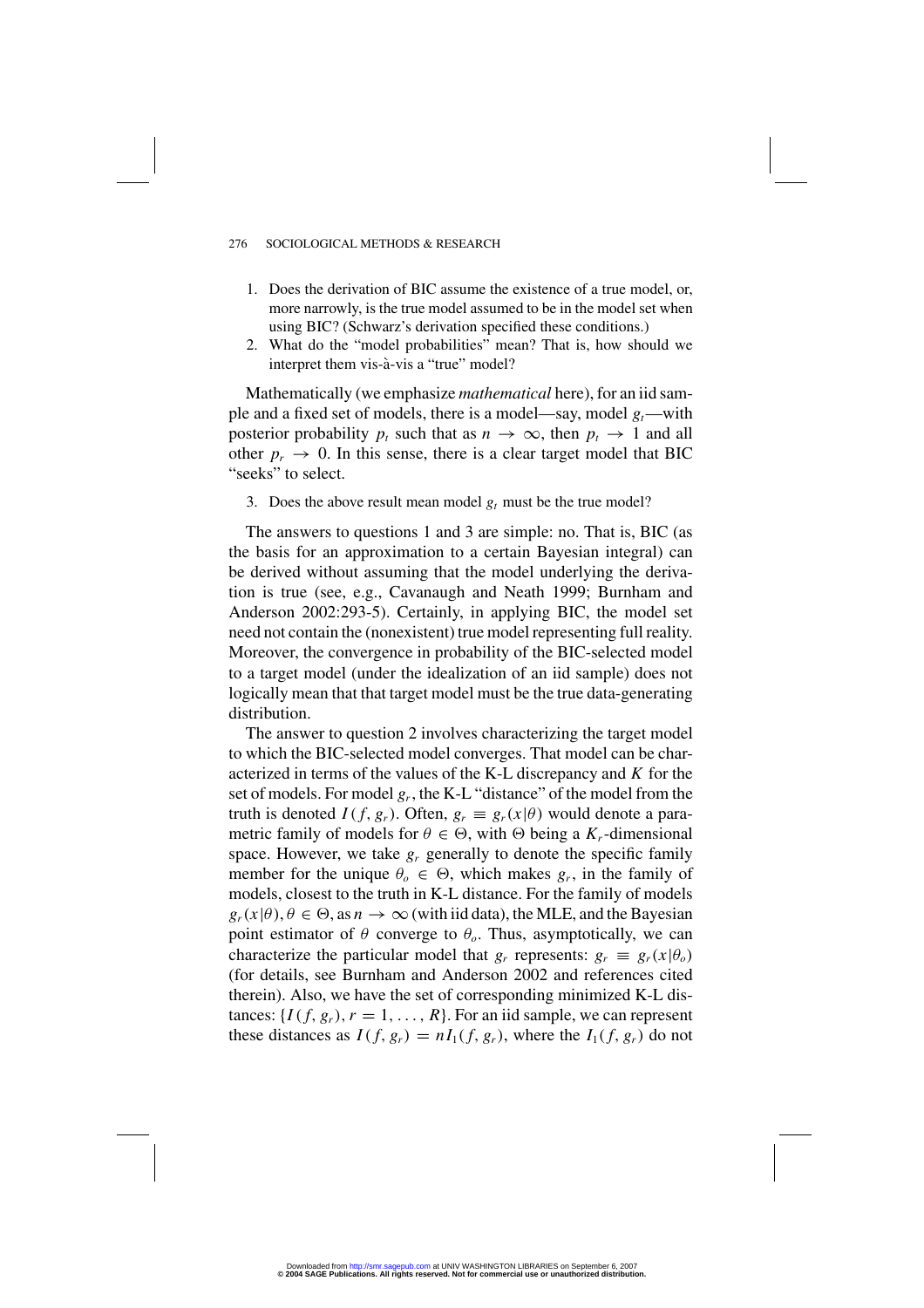1. Does the derivation of BIC assume the existence of a true model, or, more narrowly, is the true model assumed to be in the model set when using BIC? (Schwarz's derivation specified these conditions.)
2. What do the "model probabilities" mean? That is, how should we interpret them vis-à-vis a "true" model?

Mathematically (we emphasize *mathematical* here), for an iid sample and a fixed set of models, there is a model—say, model $g_t$—with posterior probability $p_t$ such that as $n \to \infty$, then $p_t \to 1$ and all other $p_r \to 0$. In this sense, there is a clear target model that BIC "seeks" to select.

3. Does the above result mean model $g_t$ must be the true model?

The answers to questions 1 and 3 are simple: no. That is, BIC (as the basis for an approximation to a certain Bayesian integral) can be derived without assuming that the model underlying the derivation is true (see, e.g., Cavanaugh and Neath 1999; Burnham and Anderson 2002:293-5). Certainly, in applying BIC, the model set need not contain the (nonexistent) true model representing full reality. Moreover, the convergence in probability of the BIC-selected model to a target model (under the idealization of an iid sample) does not logically mean that that target model must be the true data-generating distribution.

The answer to question 2 involves characterizing the target model to which the BIC-selected model converges. That model can be characterized in terms of the values of the K-L discrepancy and $K$ for the set of models. For model $g_r$, the K-L "distance" of the model from the truth is denoted $I(f, g_r)$. Often, $g_r \equiv g_r(x|\theta)$ would denote a parametric family of models for $\theta \in \Theta$, with $\Theta$ being a $K_r$-dimensional space. However, we take $g_r$ generally to denote the specific family member for the unique $\theta_o \in \Theta$, which makes $g_r$, in the family of models, closest to the truth in K-L distance. For the family of models $g_r(x|\theta), \theta \in \Theta$, as $n \to \infty$ (with iid data), the MLE, and the Bayesian point estimator of $\theta$ converge to $\theta_o$. Thus, asymptotically, we can characterize the particular model that $g_r$ represents: $g_r \equiv g_r(x|\theta_o)$ (for details, see Burnham and Anderson 2002 and references cited therein). Also, we have the set of corresponding minimized K-L distances: $\{I(f, g_r), r = 1, \ldots, R\}$. For an iid sample, we can represent these distances as $I(f, g_r) = nI_1(f, g_r)$, where the $I_1(f, g_r)$ do not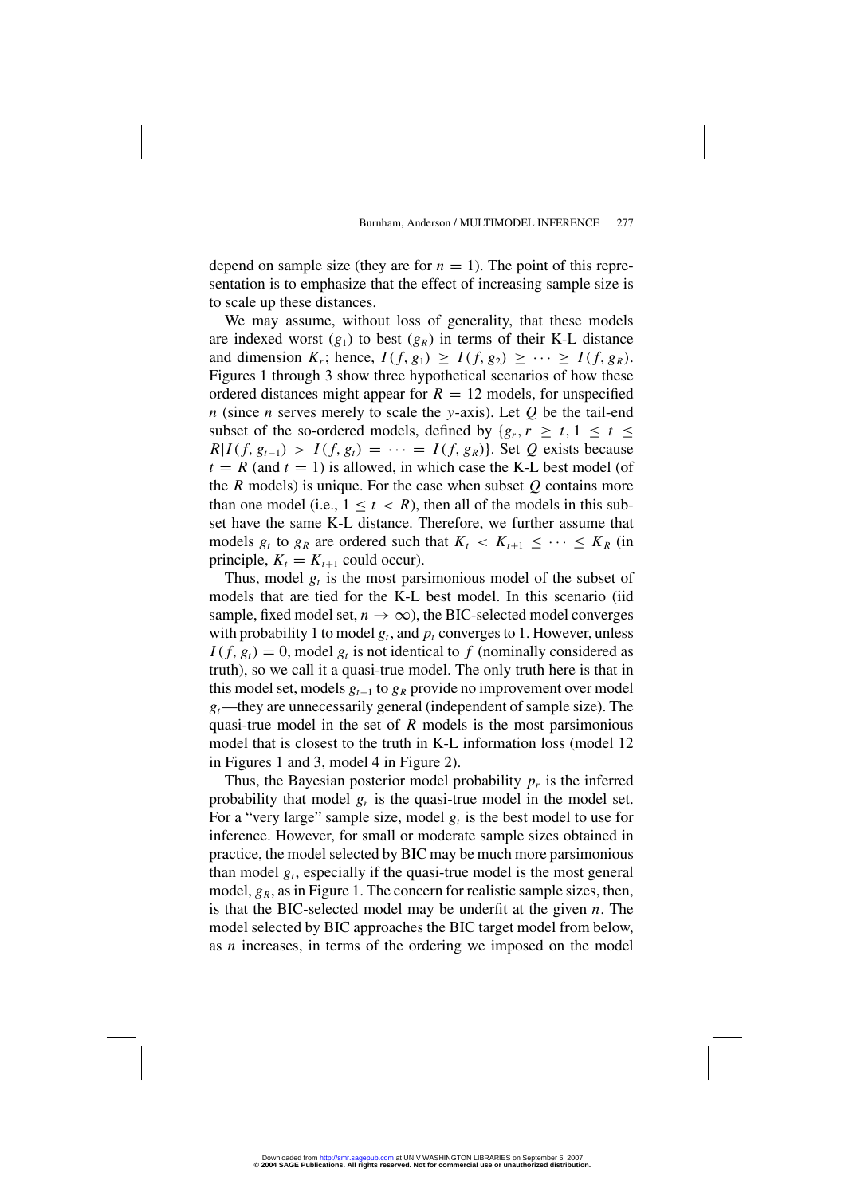depend on sample size (they are for $n = 1$). The point of this representation is to emphasize that the effect of increasing sample size is to scale up these distances.

We may assume, without loss of generality, that these models are indexed worst ($g_1$) to best ($g_R$) in terms of their K-L distance and dimension $K_r$; hence, $I(f, g_1) \geq I(f, g_2) \geq \cdots \geq I(f, g_R)$. Figures 1 through 3 show three hypothetical scenarios of how these ordered distances might appear for $R = 12$ models, for unspecified $n$ (since $n$ serves merely to scale the $y$-axis). Let $Q$ be the tail-end subset of the so-ordered models, defined by $\{g_r, r \geq t, 1 \leq t \leq R | I(f, g_{t-1}) > I(f, g_t) = \cdots = I(f, g_R)\}$. Set $Q$ exists because $t = R$ (and $t = 1$) is allowed, in which case the K-L best model (of the $R$ models) is unique. For the case when subset $Q$ contains more than one model (i.e., $1 \leq t < R$), then all of the models in this subset have the same K-L distance. Therefore, we further assume that models $g_t$ to $g_R$ are ordered such that $K_t < K_{t+1} \leq \cdots \leq K_R$ (in principle, $K_t = K_{t+1}$ could occur).

Thus, model $g_t$ is the most parsimonious model of the subset of models that are tied for the K-L best model. In this scenario (iid sample, fixed model set, $n \to \infty$), the BIC-selected model converges with probability 1 to model $g_t$, and $p_t$ converges to 1. However, unless $I(f, g_t) = 0$, model $g_t$ is not identical to $f$ (nominally considered as truth), so we call it a quasi-true model. The only truth here is that in this model set, models $g_{t+1}$ to $g_R$ provide no improvement over model $g_t$—they are unnecessarily general (independent of sample size). The quasi-true model in the set of $R$ models is the most parsimonious model that is closest to the truth in K-L information loss (model 12 in Figures 1 and 3, model 4 in Figure 2).

Thus, the Bayesian posterior model probability $p_r$ is the inferred probability that model $g_r$ is the quasi-true model in the model set. For a "very large" sample size, model $g_t$ is the best model to use for inference. However, for small or moderate sample sizes obtained in practice, the model selected by BIC may be much more parsimonious than model $g_t$, especially if the quasi-true model is the most general model, $g_R$, as in Figure 1. The concern for realistic sample sizes, then, is that the BIC-selected model may be underfit at the given $n$. The model selected by BIC approaches the BIC target model from below, as $n$ increases, in terms of the ordering we imposed on the model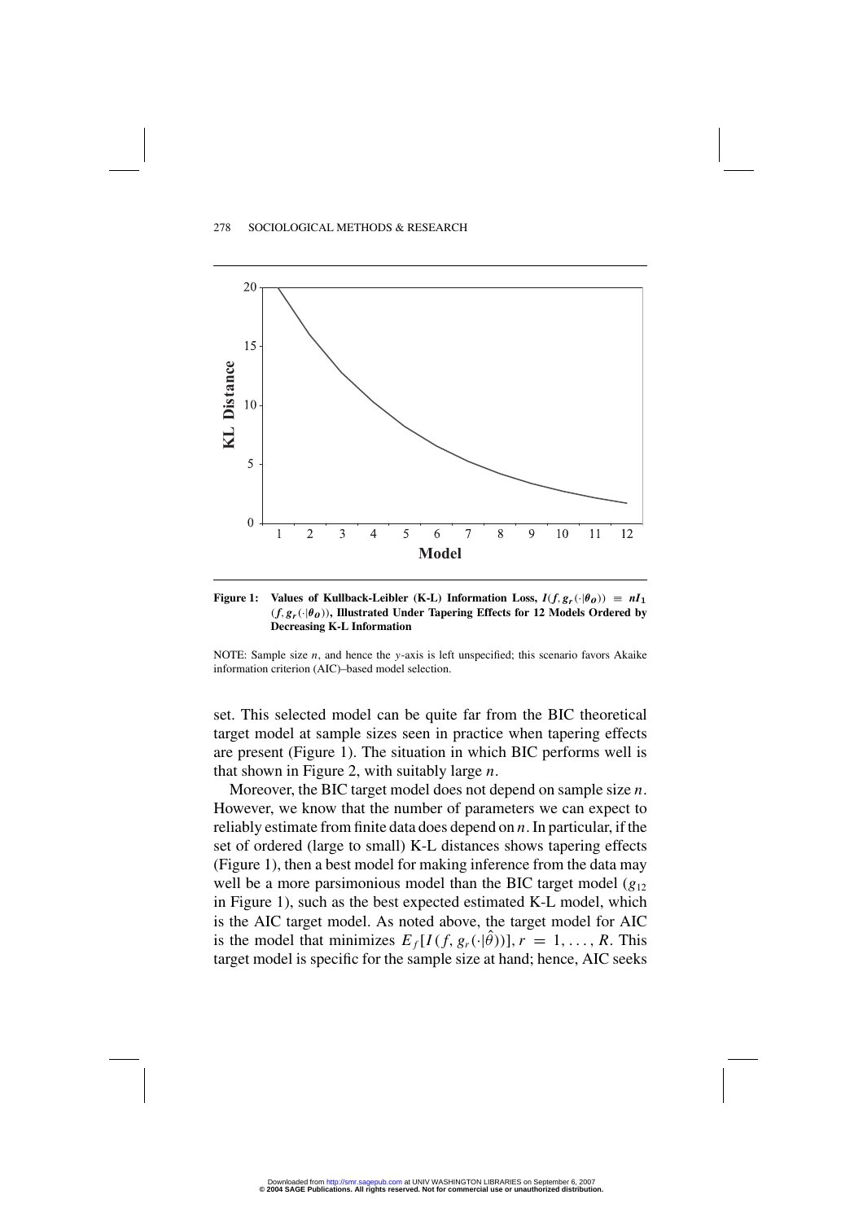**Figure 1: Values of Kullback-Leibler (K-L) Information Loss, $I(f, g_r(\cdot|\theta_o)) \equiv nI_1(f, g_r(\cdot|\theta_o))$, Illustrated Under Tapering Effects for 12 Models Ordered by Decreasing K-L Information**

NOTE: Sample size $n$, and hence the $y$-axis is left unspecified; this scenario favors Akaike information criterion (AIC)–based model selection.

set. This selected model can be quite far from the BIC theoretical target model at sample sizes seen in practice when tapering effects are present (Figure 1). The situation in which BIC performs well is that shown in Figure 2, with suitably large $n$.

Moreover, the BIC target model does not depend on sample size $n$. However, we know that the number of parameters we can expect to reliably estimate from finite data does depend on $n$. In particular, if the set of ordered (large to small) K-L distances shows tapering effects (Figure 1), then a best model for making inference from the data may well be a more parsimonious model than the BIC target model ($g_{12}$ in Figure 1), such as the best expected estimated K-L model, which is the AIC target model. As noted above, the target model for AIC is the model that minimizes $E_f[I(f, g_r(\cdot|\hat{\theta}))]$, $r = 1, \ldots, R$. This target model is specific for the sample size at hand; hence, AIC seeks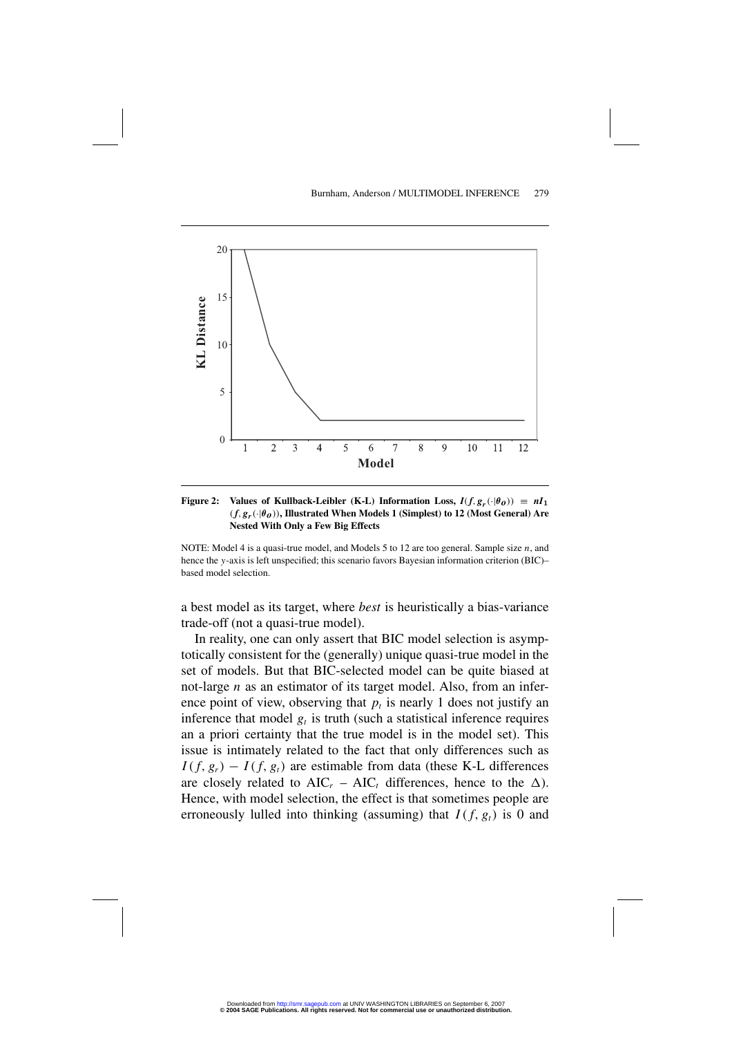**Figure 2: Values of Kullback-Leibler (K-L) Information Loss, $I(f, g_r(\cdot|\theta_o)) \equiv nI_1(f, g_r(\cdot|\theta_o))$, Illustrated When Models 1 (Simplest) to 12 (Most General) Are Nested With Only a Few Big Effects**

NOTE: Model 4 is a quasi-true model, and Models 5 to 12 are too general. Sample size $n$, and hence the $y$-axis is left unspecified; this scenario favors Bayesian information criterion (BIC)–based model selection.

a best model as its target, where *best* is heuristically a bias-variance trade-off (not a quasi-true model).

In reality, one can only assert that BIC model selection is asymptotically consistent for the (generally) unique quasi-true model in the set of models. But that BIC-selected model can be quite biased at not-large $n$ as an estimator of its target model. Also, from an inference point of view, observing that $p_t$ is nearly 1 does not justify an inference that model $g_t$ is truth (such a statistical inference requires an a priori certainty that the true model is in the model set). This issue is intimately related to the fact that only differences such as $I(f, g_r) - I(f, g_t)$ are estimable from data (these K-L differences are closely related to $\text{AIC}_r - \text{AIC}_t$ differences, hence to the $\Delta$). Hence, with model selection, the effect is that sometimes people are erroneously lulled into thinking (assuming) that $I(f, g_t)$ is 0 and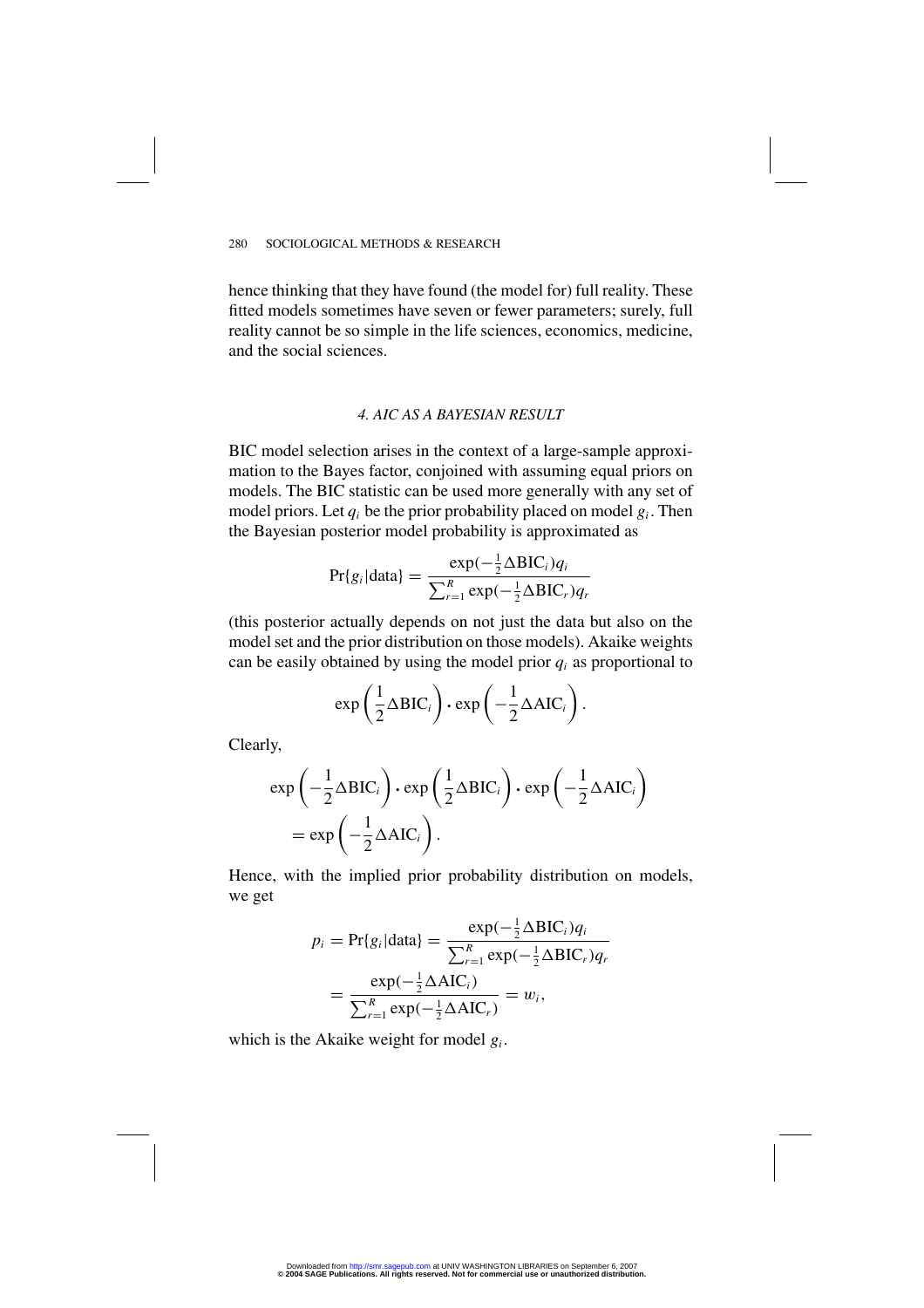hence thinking that they have found (the model for) full reality. These fitted models sometimes have seven or fewer parameters; surely, full reality cannot be so simple in the life sciences, economics, medicine, and the social sciences.

## 4. AIC AS A BAYESIAN RESULT

BIC model selection arises in the context of a large-sample approximation to the Bayes factor, conjoined with assuming equal priors on models. The BIC statistic can be used more generally with any set of model priors. Let $q_i$ be the prior probability placed on model $g_i$. Then the Bayesian posterior model probability is approximated as

$$\Pr\{g_i|\text{data}\} = \frac{\exp(-\frac{1}{2}\Delta\text{BIC}_i)q_i}{\sum_{r=1}^{R}\exp(-\frac{1}{2}\Delta\text{BIC}_r)q_r}$$

(this posterior actually depends on not just the data but also on the model set and the prior distribution on those models). Akaike weights can be easily obtained by using the model prior $q_i$ as proportional to

$$\exp\left(\frac{1}{2}\Delta\text{BIC}_i\right) \cdot \exp\left(-\frac{1}{2}\Delta\text{AIC}_i\right).$$

Clearly,

$$\exp\left(-\frac{1}{2}\Delta\text{BIC}_i\right) \cdot \exp\left(\frac{1}{2}\Delta\text{BIC}_i\right) \cdot \exp\left(-\frac{1}{2}\Delta\text{AIC}_i\right) = \exp\left(-\frac{1}{2}\Delta\text{AIC}_i\right).$$

Hence, with the implied prior probability distribution on models, we get

$$p_i = \Pr\{g_i|\text{data}\} = \frac{\exp(-\frac{1}{2}\Delta\text{BIC}_i)q_i}{\sum_{r=1}^{R}\exp(-\frac{1}{2}\Delta\text{BIC}_r)q_r} = \frac{\exp(-\frac{1}{2}\Delta\text{AIC}_i)}{\sum_{r=1}^{R}\exp(-\frac{1}{2}\Delta\text{AIC}_r)} = w_i,$$

which is the Akaike weight for model $g_i$.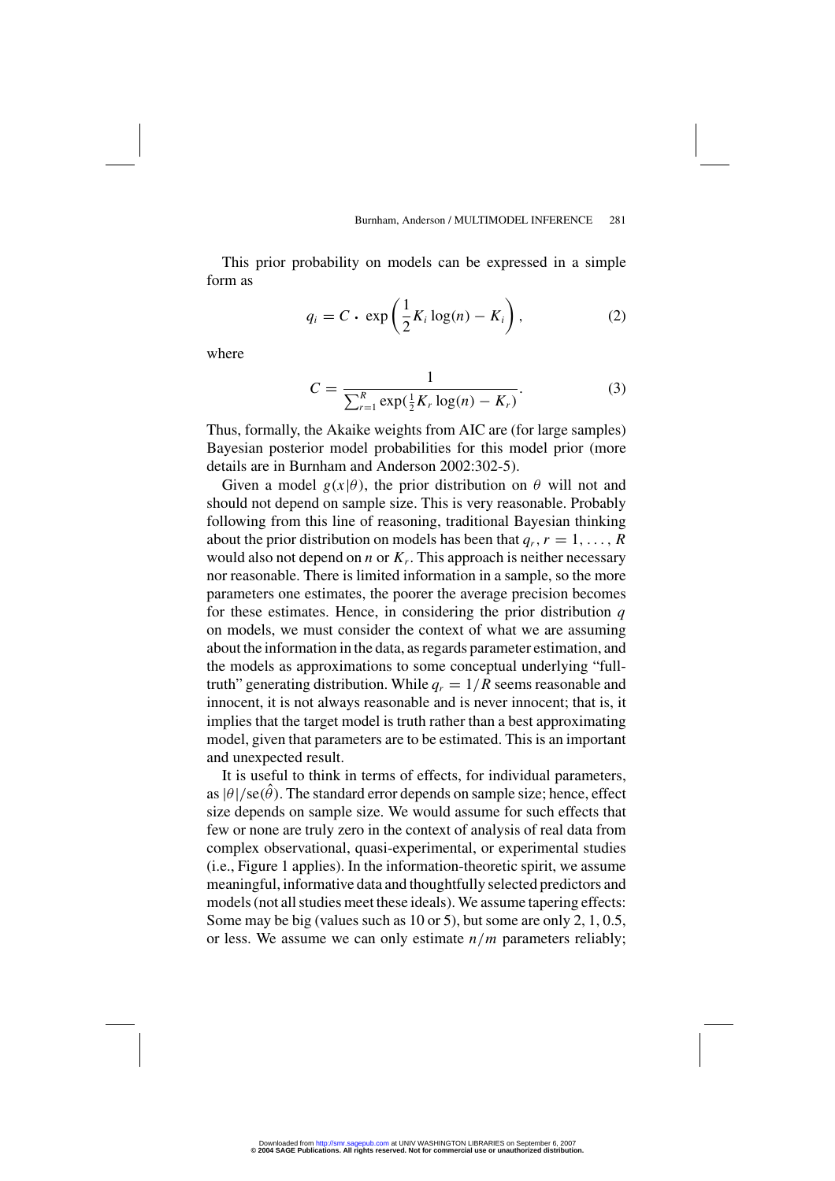This prior probability on models can be expressed in a simple form as

$$q_i = C \cdot \exp\left(\frac{1}{2}K_i \log(n) - K_i\right), \tag{2}$$

where

$$C = \frac{1}{\sum_{r=1}^{R} \exp(\frac{1}{2}K_r \log(n) - K_r)}. \tag{3}$$

Thus, formally, the Akaike weights from AIC are (for large samples) Bayesian posterior model probabilities for this model prior (more details are in Burnham and Anderson 2002:302-5).

Given a model $g(x|\theta)$, the prior distribution on $\theta$ will not and should not depend on sample size. This is very reasonable. Probably following from this line of reasoning, traditional Bayesian thinking about the prior distribution on models has been that $q_r$, $r = 1, \ldots, R$ would also not depend on $n$ or $K_r$. This approach is neither necessary nor reasonable. There is limited information in a sample, so the more parameters one estimates, the poorer the average precision becomes for these estimates. Hence, in considering the prior distribution $q$ on models, we must consider the context of what we are assuming about the information in the data, as regards parameter estimation, and the models as approximations to some conceptual underlying "full-truth" generating distribution. While $q_r = 1/R$ seems reasonable and innocent, it is not always reasonable and is never innocent; that is, it implies that the target model is truth rather than a best approximating model, given that parameters are to be estimated. This is an important and unexpected result.

It is useful to think in terms of effects, for individual parameters, as $|\theta|/\text{se}(\hat{\theta})$. The standard error depends on sample size; hence, effect size depends on sample size. We would assume for such effects that few or none are truly zero in the context of analysis of real data from complex observational, quasi-experimental, or experimental studies (i.e., Figure 1 applies). In the information-theoretic spirit, we assume meaningful, informative data and thoughtfully selected predictors and models (not all studies meet these ideals). We assume tapering effects: Some may be big (values such as 10 or 5), but some are only 2, 1, 0.5, or less. We assume we can only estimate $n/m$ parameters reliably;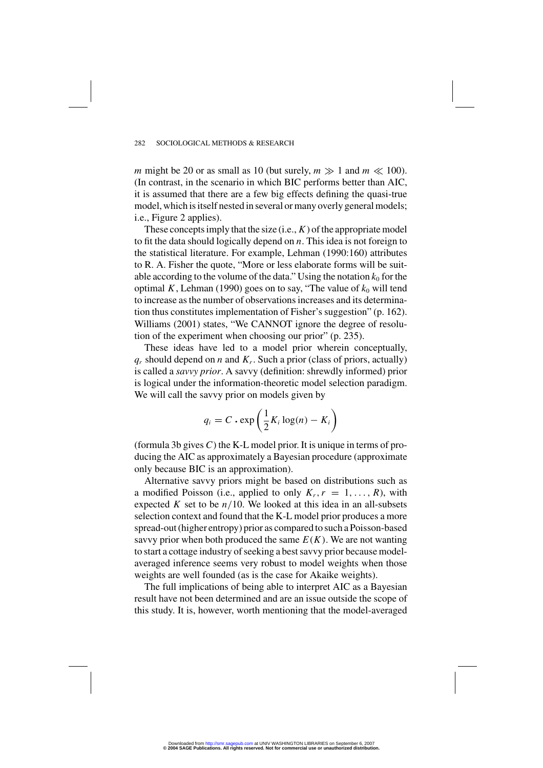$m$ might be 20 or as small as 10 (but surely, $m \gg 1$ and $m \ll 100$). (In contrast, in the scenario in which BIC performs better than AIC, it is assumed that there are a few big effects defining the quasi-true model, which is itself nested in several or many overly general models; i.e., Figure 2 applies).

These concepts imply that the size (i.e., $K$) of the appropriate model to fit the data should logically depend on $n$. This idea is not foreign to the statistical literature. For example, Lehman (1990:160) attributes to R. A. Fisher the quote, "More or less elaborate forms will be suitable according to the volume of the data." Using the notation $k_0$ for the optimal $K$, Lehman (1990) goes on to say, "The value of $k_0$ will tend to increase as the number of observations increases and its determination thus constitutes implementation of Fisher's suggestion" (p. 162). Williams (2001) states, "We CANNOT ignore the degree of resolution of the experiment when choosing our prior" (p. 235).

These ideas have led to a model prior wherein conceptually, $q_r$ should depend on $n$ and $K_r$. Such a prior (class of priors, actually) is called a *savvy prior*. A savvy (definition: shrewdly informed) prior is logical under the information-theoretic model selection paradigm. We will call the savvy prior on models given by

$$q_i = C \cdot \exp\left(\frac{1}{2}K_i \log(n) - K_i\right)$$

(formula 3b gives $C$) the K-L model prior. It is unique in terms of producing the AIC as approximately a Bayesian procedure (approximate only because BIC is an approximation).

Alternative savvy priors might be based on distributions such as a modified Poisson (i.e., applied to only $K_r, r = 1, \ldots, R$), with expected $K$ set to be $n/10$. We looked at this idea in an all-subsets selection context and found that the K-L model prior produces a more spread-out (higher entropy) prior as compared to such a Poisson-based savvy prior when both produced the same $E(K)$. We are not wanting to start a cottage industry of seeking a best savvy prior because model-averaged inference seems very robust to model weights when those weights are well founded (as is the case for Akaike weights).

The full implications of being able to interpret AIC as a Bayesian result have not been determined and are an issue outside the scope of this study. It is, however, worth mentioning that the model-averaged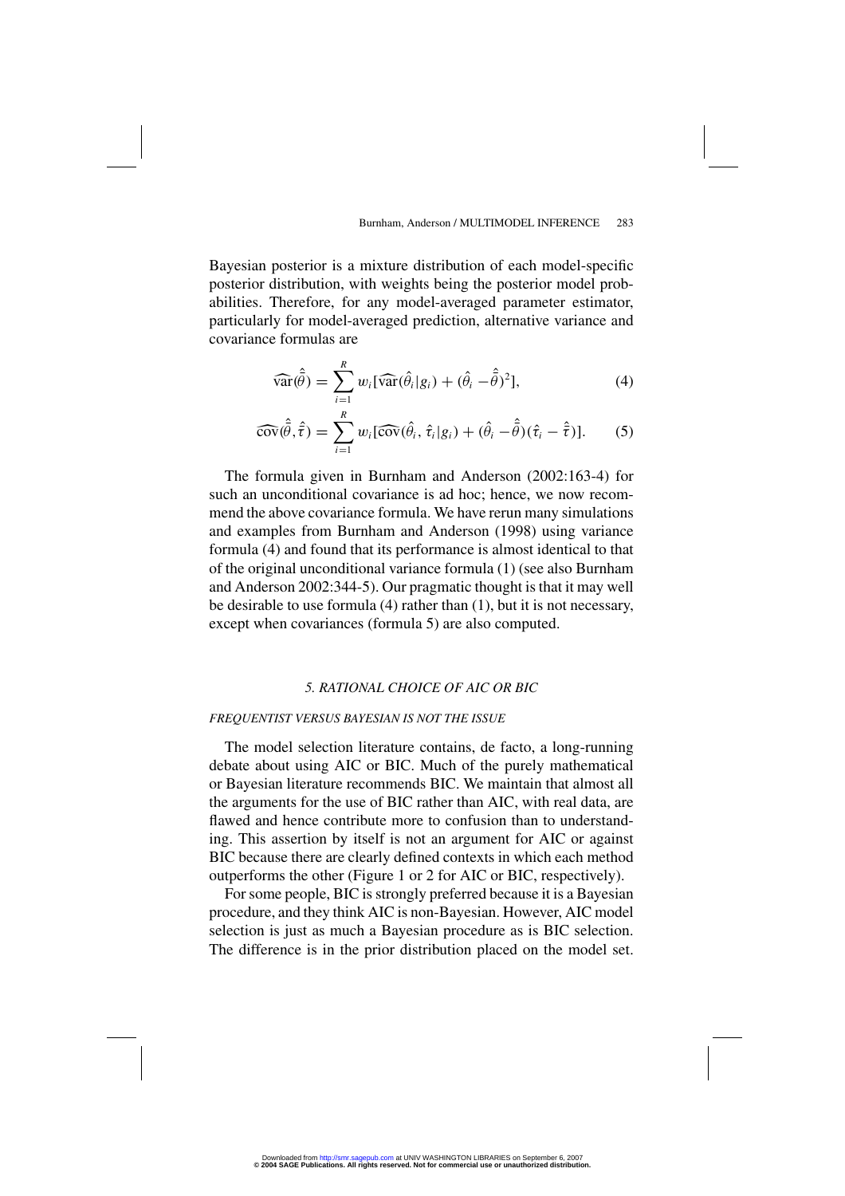Bayesian posterior is a mixture distribution of each model-specific posterior distribution, with weights being the posterior model probabilities. Therefore, for any model-averaged parameter estimator, particularly for model-averaged prediction, alternative variance and covariance formulas are

$$\widehat{\text{var}}(\hat{\bar{\theta}}) = \sum_{i=1}^{R} w_i [\widehat{\text{var}}(\hat{\theta}_i | g_i) + (\hat{\theta}_i - \hat{\bar{\theta}})^2], \tag{4}$$

$$\widehat{\text{cov}}(\hat{\bar{\theta}}, \hat{\bar{\tau}}) = \sum_{i=1}^{R} w_i [\widehat{\text{cov}}(\hat{\theta}_i, \hat{\tau}_i | g_i) + (\hat{\theta}_i - \hat{\bar{\theta}})(\hat{\tau}_i - \hat{\bar{\tau}})]. \tag{5}$$

The formula given in Burnham and Anderson (2002:163-4) for such an unconditional covariance is ad hoc; hence, we now recommend the above covariance formula. We have rerun many simulations and examples from Burnham and Anderson (1998) using variance formula (4) and found that its performance is almost identical to that of the original unconditional variance formula (1) (see also Burnham and Anderson 2002:344-5). Our pragmatic thought is that it may well be desirable to use formula (4) rather than (1), but it is not necessary, except when covariances (formula 5) are also computed.

## *5. RATIONAL CHOICE OF AIC OR BIC*

### *FREQUENTIST VERSUS BAYESIAN IS NOT THE ISSUE*

The model selection literature contains, de facto, a long-running debate about using AIC or BIC. Much of the purely mathematical or Bayesian literature recommends BIC. We maintain that almost all the arguments for the use of BIC rather than AIC, with real data, are flawed and hence contribute more to confusion than to understanding. This assertion by itself is not an argument for AIC or against BIC because there are clearly defined contexts in which each method outperforms the other (Figure 1 or 2 for AIC or BIC, respectively).

For some people, BIC is strongly preferred because it is a Bayesian procedure, and they think AIC is non-Bayesian. However, AIC model selection is just as much a Bayesian procedure as is BIC selection. The difference is in the prior distribution placed on the model set.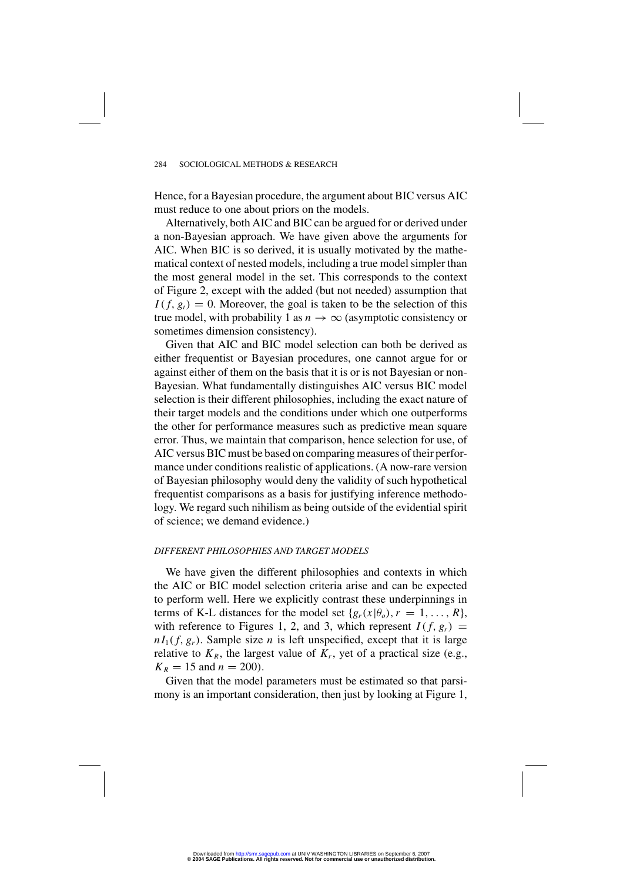Hence, for a Bayesian procedure, the argument about BIC versus AIC must reduce to one about priors on the models.

Alternatively, both AIC and BIC can be argued for or derived under a non-Bayesian approach. We have given above the arguments for AIC. When BIC is so derived, it is usually motivated by the mathematical context of nested models, including a true model simpler than the most general model in the set. This corresponds to the context of Figure 2, except with the added (but not needed) assumption that $I(f, g_t) = 0$. Moreover, the goal is taken to be the selection of this true model, with probability 1 as $n \to \infty$ (asymptotic consistency or sometimes dimension consistency).

Given that AIC and BIC model selection can both be derived as either frequentist or Bayesian procedures, one cannot argue for or against either of them on the basis that it is or is not Bayesian or non-Bayesian. What fundamentally distinguishes AIC versus BIC model selection is their different philosophies, including the exact nature of their target models and the conditions under which one outperforms the other for performance measures such as predictive mean square error. Thus, we maintain that comparison, hence selection for use, of AIC versus BIC must be based on comparing measures of their performance under conditions realistic of applications. (A now-rare version of Bayesian philosophy would deny the validity of such hypothetical frequentist comparisons as a basis for justifying inference methodology. We regard such nihilism as being outside of the evidential spirit of science; we demand evidence.)

### *DIFFERENT PHILOSOPHIES AND TARGET MODELS*

We have given the different philosophies and contexts in which the AIC or BIC model selection criteria arise and can be expected to perform well. Here we explicitly contrast these underpinnings in terms of K-L distances for the model set $\{g_r(x|\theta_o), r = 1, \ldots, R\}$, with reference to Figures 1, 2, and 3, which represent $I(f, g_r) = nI_1(f, g_r)$. Sample size $n$ is left unspecified, except that it is large relative to $K_R$, the largest value of $K_r$, yet of a practical size (e.g., $K_R = 15$ and $n = 200$).

Given that the model parameters must be estimated so that parsimony is an important consideration, then just by looking at Figure 1,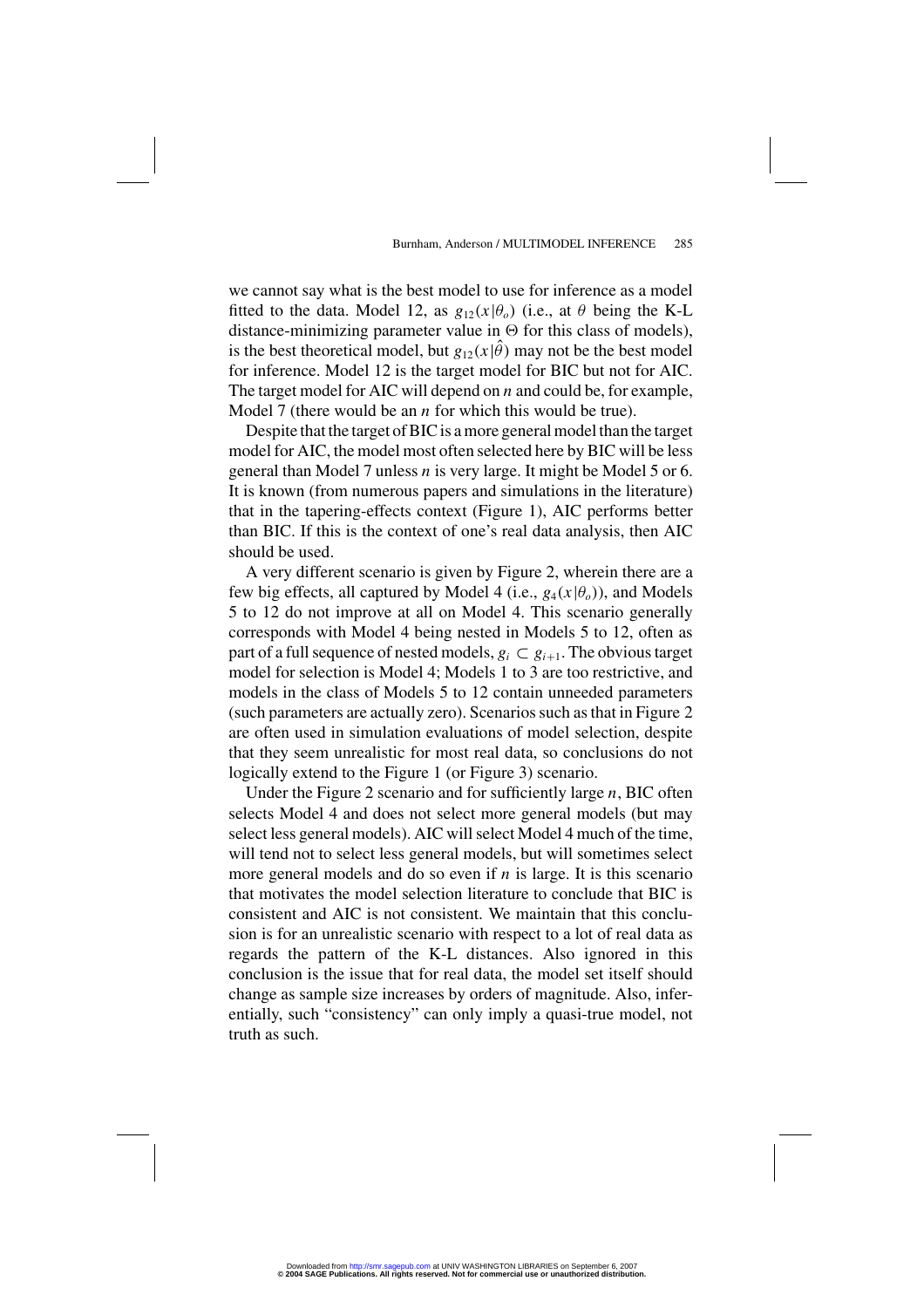we cannot say what is the best model to use for inference as a model fitted to the data. Model 12, as $g_{12}(x|\theta_o)$ (i.e., at $\theta$ being the K-L distance-minimizing parameter value in $\Theta$ for this class of models), is the best theoretical model, but $g_{12}(x|\hat{\theta})$ may not be the best model for inference. Model 12 is the target model for BIC but not for AIC. The target model for AIC will depend on $n$ and could be, for example, Model 7 (there would be an $n$ for which this would be true).

Despite that the target of BIC is a more general model than the target model for AIC, the model most often selected here by BIC will be less general than Model 7 unless $n$ is very large. It might be Model 5 or 6. It is known (from numerous papers and simulations in the literature) that in the tapering-effects context (Figure 1), AIC performs better than BIC. If this is the context of one's real data analysis, then AIC should be used.

A very different scenario is given by Figure 2, wherein there are a few big effects, all captured by Model 4 (i.e., $g_4(x|\theta_o)$), and Models 5 to 12 do not improve at all on Model 4. This scenario generally corresponds with Model 4 being nested in Models 5 to 12, often as part of a full sequence of nested models, $g_i \subset g_{i+1}$. The obvious target model for selection is Model 4; Models 1 to 3 are too restrictive, and models in the class of Models 5 to 12 contain unneeded parameters (such parameters are actually zero). Scenarios such as that in Figure 2 are often used in simulation evaluations of model selection, despite that they seem unrealistic for most real data, so conclusions do not logically extend to the Figure 1 (or Figure 3) scenario.

Under the Figure 2 scenario and for sufficiently large $n$, BIC often selects Model 4 and does not select more general models (but may select less general models). AIC will select Model 4 much of the time, will tend not to select less general models, but will sometimes select more general models and do so even if $n$ is large. It is this scenario that motivates the model selection literature to conclude that BIC is consistent and AIC is not consistent. We maintain that this conclusion is for an unrealistic scenario with respect to a lot of real data as regards the pattern of the K-L distances. Also ignored in this conclusion is the issue that for real data, the model set itself should change as sample size increases by orders of magnitude. Also, inferentially, such "consistency" can only imply a quasi-true model, not truth as such.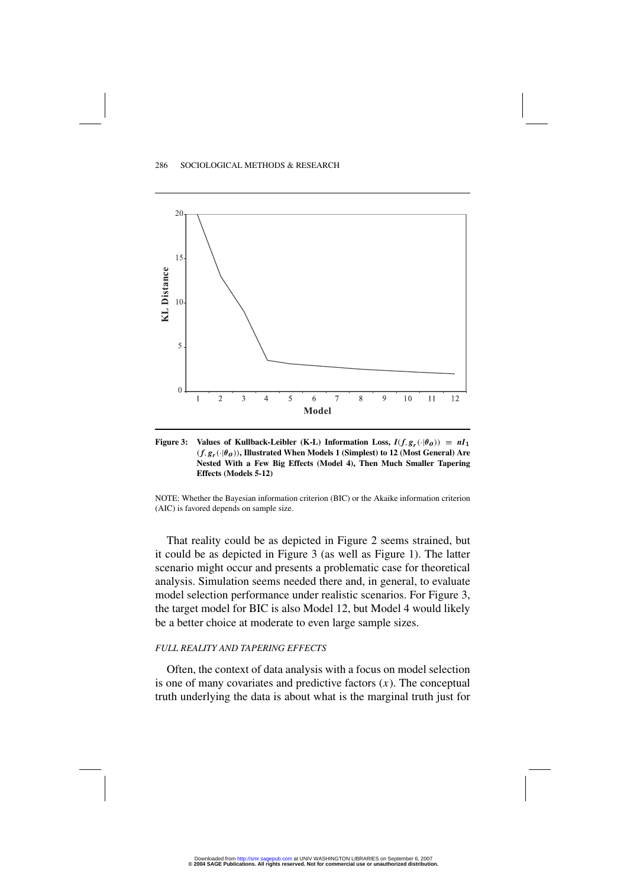**Figure 3: Values of Kullback-Leibler (K-L) Information Loss, $I(f, g_r(\cdot|\theta_o)) \equiv nI_1(f, g_r(\cdot|\theta_o))$, Illustrated When Models 1 (Simplest) to 12 (Most General) Are Nested With a Few Big Effects (Model 4), Then Much Smaller Tapering Effects (Models 5-12)**

NOTE: Whether the Bayesian information criterion (BIC) or the Akaike information criterion (AIC) is favored depends on sample size.

That reality could be as depicted in Figure 2 seems strained, but it could be as depicted in Figure 3 (as well as Figure 1). The latter scenario might occur and presents a problematic case for theoretical analysis. Simulation seems needed there and, in general, to evaluate model selection performance under realistic scenarios. For Figure 3, the target model for BIC is also Model 12, but Model 4 would likely be a better choice at moderate to even large sample sizes.

### *FULL REALITY AND TAPERING EFFECTS*

Often, the context of data analysis with a focus on model selection is one of many covariates and predictive factors ($x$). The conceptual truth underlying the data is about what is the marginal truth just for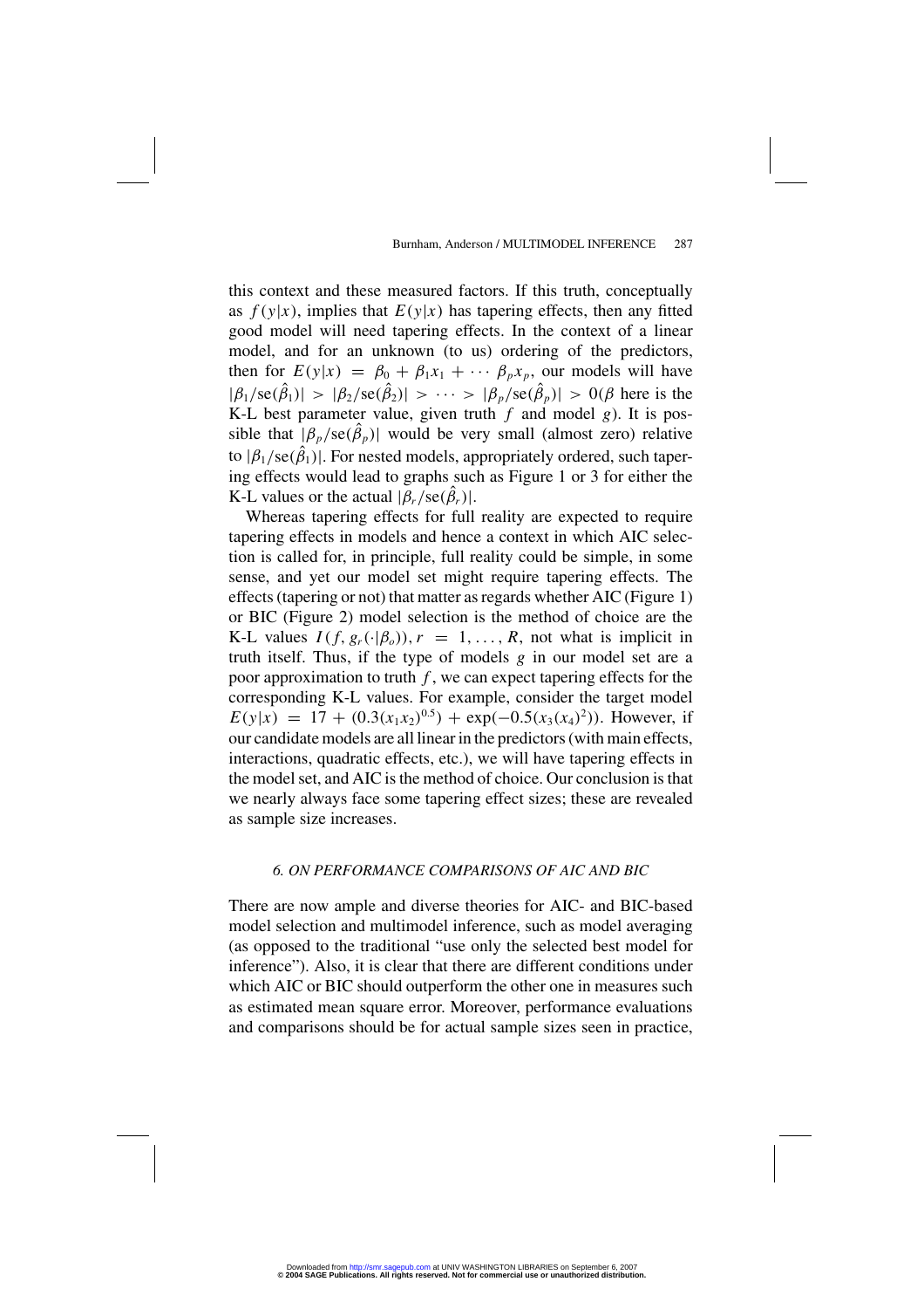this context and these measured factors. If this truth, conceptually as $f(y|x)$, implies that $E(y|x)$ has tapering effects, then any fitted good model will need tapering effects. In the context of a linear model, and for an unknown (to us) ordering of the predictors, then for $E(y|x) = \beta_0 + \beta_1 x_1 + \cdots \beta_p x_p$, our models will have $|\beta_1/\text{se}(\hat{\beta}_1)| > |\beta_2/\text{se}(\hat{\beta}_2)| > \cdots > |\beta_p/\text{se}(\hat{\beta}_p)| > 0$ ($\beta$ here is the K-L best parameter value, given truth $f$ and model $g$). It is possible that $|\beta_p/\text{se}(\hat{\beta}_p)|$ would be very small (almost zero) relative to $|\beta_1/\text{se}(\hat{\beta}_1)|$. For nested models, appropriately ordered, such tapering effects would lead to graphs such as Figure 1 or 3 for either the K-L values or the actual $|\beta_r/\text{se}(\hat{\beta}_r)|$.

Whereas tapering effects for full reality are expected to require tapering effects in models and hence a context in which AIC selection is called for, in principle, full reality could be simple, in some sense, and yet our model set might require tapering effects. The effects (tapering or not) that matter as regards whether AIC (Figure 1) or BIC (Figure 2) model selection is the method of choice are the K-L values $I(f, g_r(\cdot|\beta_o)), r = 1, \ldots, R$, not what is implicit in truth itself. Thus, if the type of models $g$ in our model set are a poor approximation to truth $f$, we can expect tapering effects for the corresponding K-L values. For example, consider the target model $E(y|x) = 17 + (0.3(x_1 x_2)^{0.5}) + \exp(-0.5(x_3(x_4)^2))$. However, if our candidate models are all linear in the predictors (with main effects, interactions, quadratic effects, etc.), we will have tapering effects in the model set, and AIC is the method of choice. Our conclusion is that we nearly always face some tapering effect sizes; these are revealed as sample size increases.

### 6. ON PERFORMANCE COMPARISONS OF AIC AND BIC

There are now ample and diverse theories for AIC- and BIC-based model selection and multimodel inference, such as model averaging (as opposed to the traditional "use only the selected best model for inference"). Also, it is clear that there are different conditions under which AIC or BIC should outperform the other one in measures such as estimated mean square error. Moreover, performance evaluations and comparisons should be for actual sample sizes seen in practice,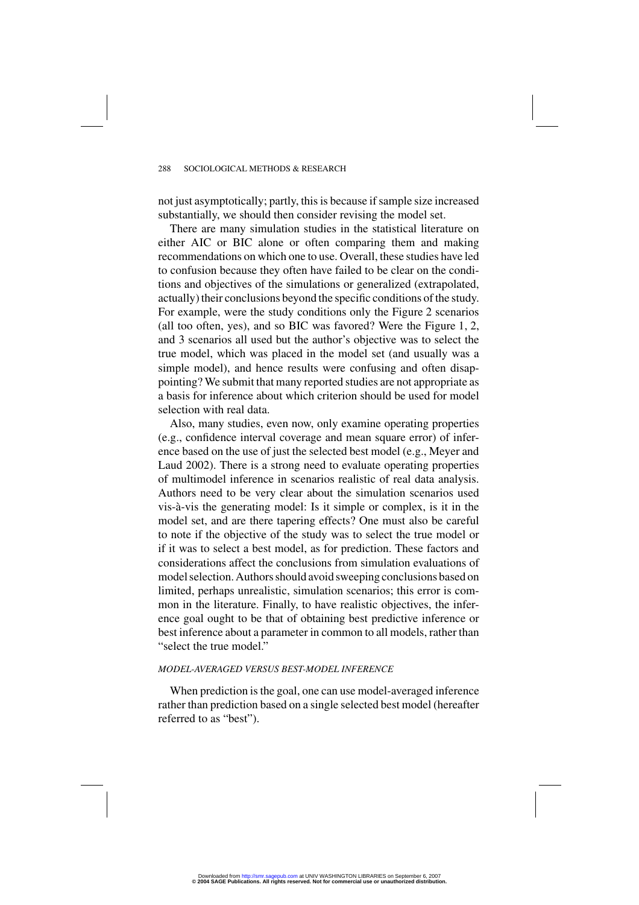not just asymptotically; partly, this is because if sample size increased substantially, we should then consider revising the model set.

There are many simulation studies in the statistical literature on either AIC or BIC alone or often comparing them and making recommendations on which one to use. Overall, these studies have led to confusion because they often have failed to be clear on the conditions and objectives of the simulations or generalized (extrapolated, actually) their conclusions beyond the specific conditions of the study. For example, were the study conditions only the Figure 2 scenarios (all too often, yes), and so BIC was favored? Were the Figure 1, 2, and 3 scenarios all used but the author's objective was to select the true model, which was placed in the model set (and usually was a simple model), and hence results were confusing and often disappointing? We submit that many reported studies are not appropriate as a basis for inference about which criterion should be used for model selection with real data.

Also, many studies, even now, only examine operating properties (e.g., confidence interval coverage and mean square error) of inference based on the use of just the selected best model (e.g., Meyer and Laud 2002). There is a strong need to evaluate operating properties of multimodel inference in scenarios realistic of real data analysis. Authors need to be very clear about the simulation scenarios used vis-à-vis the generating model: Is it simple or complex, is it in the model set, and are there tapering effects? One must also be careful to note if the objective of the study was to select the true model or if it was to select a best model, as for prediction. These factors and considerations affect the conclusions from simulation evaluations of model selection. Authors should avoid sweeping conclusions based on limited, perhaps unrealistic, simulation scenarios; this error is common in the literature. Finally, to have realistic objectives, the inference goal ought to be that of obtaining best predictive inference or best inference about a parameter in common to all models, rather than "select the true model."

### *MODEL-AVERAGED VERSUS BEST-MODEL INFERENCE*

When prediction is the goal, one can use model-averaged inference rather than prediction based on a single selected best model (hereafter referred to as "best").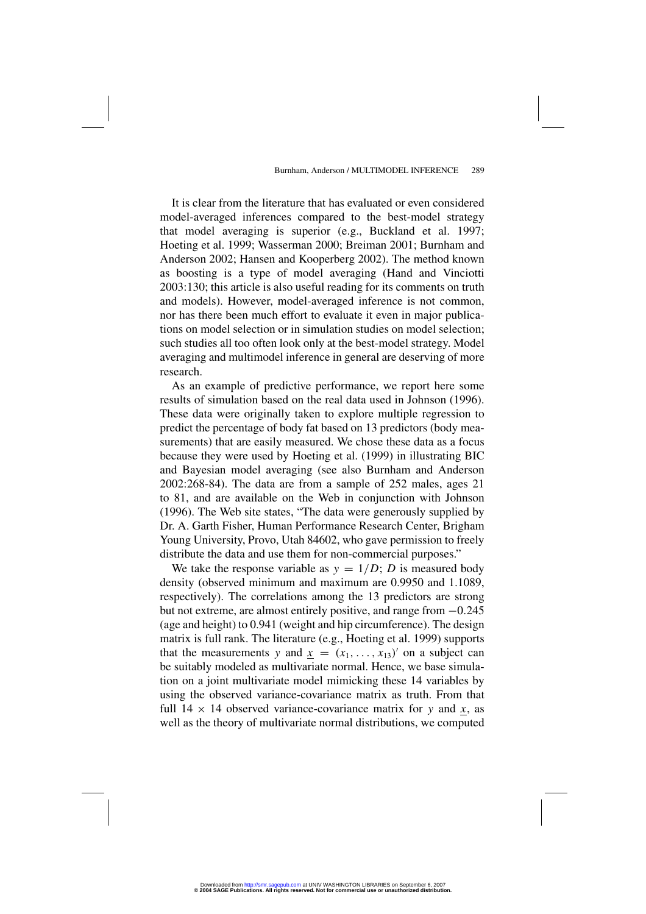It is clear from the literature that has evaluated or even considered model-averaged inferences compared to the best-model strategy that model averaging is superior (e.g., Buckland et al. 1997; Hoeting et al. 1999; Wasserman 2000; Breiman 2001; Burnham and Anderson 2002; Hansen and Kooperberg 2002). The method known as boosting is a type of model averaging (Hand and Vinciotti 2003:130; this article is also useful reading for its comments on truth and models). However, model-averaged inference is not common, nor has there been much effort to evaluate it even in major publications on model selection or in simulation studies on model selection; such studies all too often look only at the best-model strategy. Model averaging and multimodel inference in general are deserving of more research.

As an example of predictive performance, we report here some results of simulation based on the real data used in Johnson (1996). These data were originally taken to explore multiple regression to predict the percentage of body fat based on 13 predictors (body measurements) that are easily measured. We chose these data as a focus because they were used by Hoeting et al. (1999) in illustrating BIC and Bayesian model averaging (see also Burnham and Anderson 2002:268-84). The data are from a sample of 252 males, ages 21 to 81, and are available on the Web in conjunction with Johnson (1996). The Web site states, "The data were generously supplied by Dr. A. Garth Fisher, Human Performance Research Center, Brigham Young University, Provo, Utah 84602, who gave permission to freely distribute the data and use them for non-commercial purposes."

We take the response variable as $y = 1/D$; $D$ is measured body density (observed minimum and maximum are 0.9950 and 1.1089, respectively). The correlations among the 13 predictors are strong but not extreme, are almost entirely positive, and range from $-0.245$ (age and height) to 0.941 (weight and hip circumference). The design matrix is full rank. The literature (e.g., Hoeting et al. 1999) supports that the measurements $y$ and $\underline{x} = (x_1, \ldots, x_{13})'$ on a subject can be suitably modeled as multivariate normal. Hence, we base simulation on a joint multivariate model mimicking these 14 variables by using the observed variance-covariance matrix as truth. From that full $14 \times 14$ observed variance-covariance matrix for $y$ and $\underline{x}$, as well as the theory of multivariate normal distributions, we computed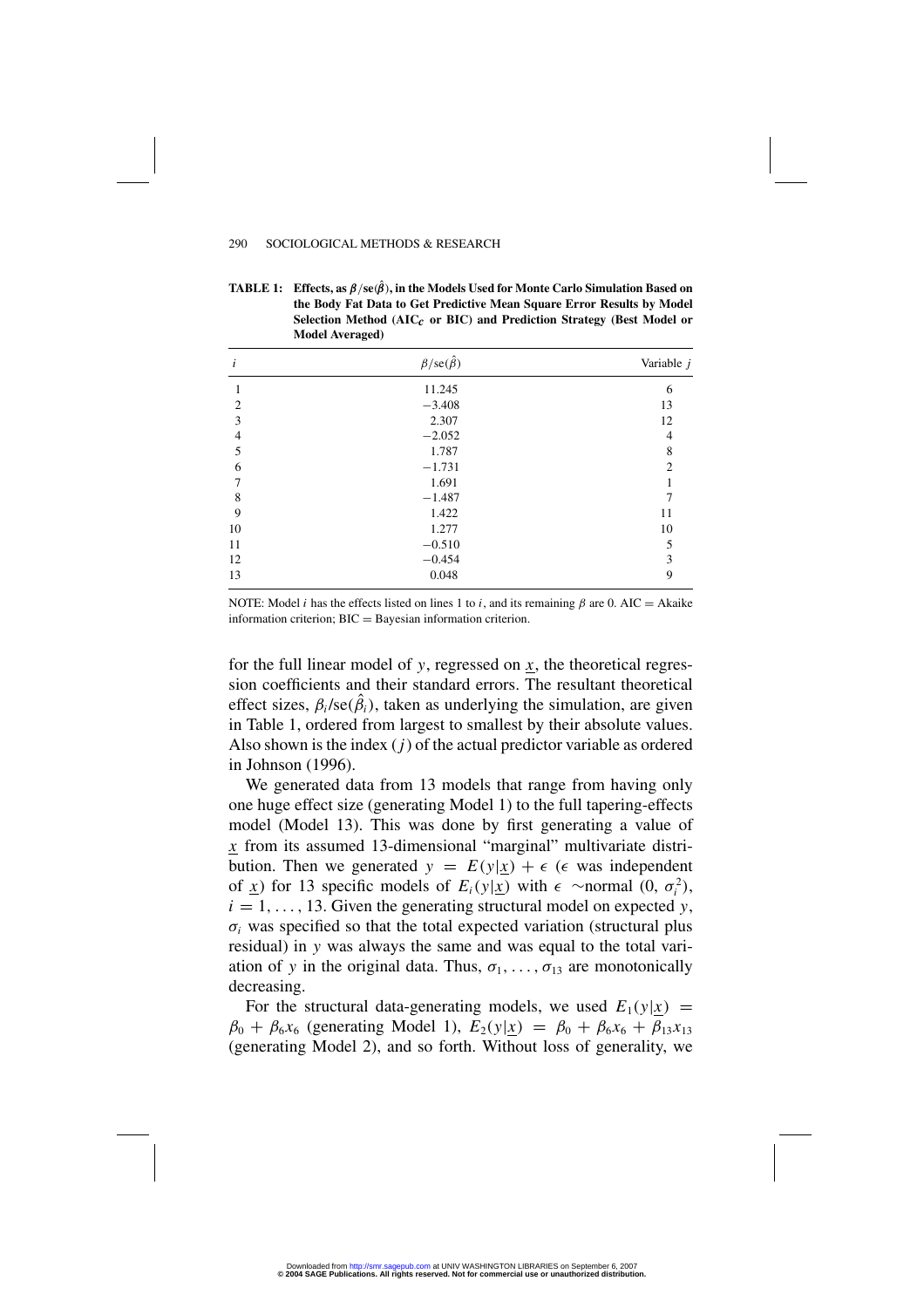**TABLE 1: Effects, as $\beta/\text{se}(\hat{\beta})$, in the Models Used for Monte Carlo Simulation Based on the Body Fat Data to Get Predictive Mean Square Error Results by Model Selection Method (AIC$_c$ or BIC) and Prediction Strategy (Best Model or Model Averaged)**

| $i$ | $\beta/\text{se}(\hat{\beta})$ | Variable $j$ |
|---|---|---|
| 1 | 11.245 | 6 |
| 2 | −3.408 | 13 |
| 3 | 2.307 | 12 |
| 4 | −2.052 | 4 |
| 5 | 1.787 | 8 |
| 6 | −1.731 | 2 |
| 7 | 1.691 | 1 |
| 8 | −1.487 | 7 |
| 9 | 1.422 | 11 |
| 10 | 1.277 | 10 |
| 11 | −0.510 | 5 |
| 12 | −0.454 | 3 |
| 13 | 0.048 | 9 |

NOTE: Model $i$ has the effects listed on lines 1 to $i$, and its remaining $\beta$ are 0. AIC = Akaike information criterion; BIC = Bayesian information criterion.

for the full linear model of $y$, regressed on $\underline{x}$, the theoretical regression coefficients and their standard errors. The resultant theoretical effect sizes, $\beta_i/\text{se}(\hat{\beta}_i)$, taken as underlying the simulation, are given in Table 1, ordered from largest to smallest by their absolute values. Also shown is the index ($j$) of the actual predictor variable as ordered in Johnson (1996).

We generated data from 13 models that range from having only one huge effect size (generating Model 1) to the full tapering-effects model (Model 13). This was done by first generating a value of $\underline{x}$ from its assumed 13-dimensional "marginal" multivariate distribution. Then we generated $y = E(y|\underline{x}) + \epsilon$ ($\epsilon$ was independent of $\underline{x}$) for 13 specific models of $E_i(y|\underline{x})$ with $\epsilon \sim \text{normal}(0, \sigma_i^2)$, $i = 1, \ldots, 13$. Given the generating structural model on expected $y$, $\sigma_i$ was specified so that the total expected variation (structural plus residual) in $y$ was always the same and was equal to the total variation of $y$ in the original data. Thus, $\sigma_1, \ldots, \sigma_{13}$ are monotonically decreasing.

For the structural data-generating models, we used $E_1(y|\underline{x}) = \beta_0 + \beta_6 x_6$ (generating Model 1), $E_2(y|\underline{x}) = \beta_0 + \beta_6 x_6 + \beta_{13} x_{13}$ (generating Model 2), and so forth. Without loss of generality, we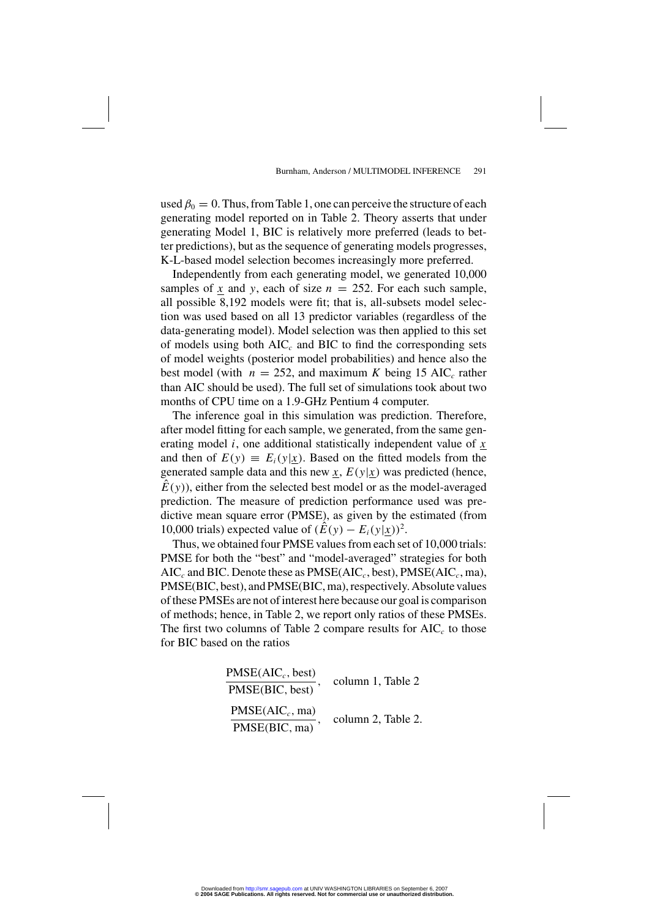used $\beta_0 = 0$. Thus, from Table 1, one can perceive the structure of each generating model reported on in Table 2. Theory asserts that under generating Model 1, BIC is relatively more preferred (leads to better predictions), but as the sequence of generating models progresses, K-L-based model selection becomes increasingly more preferred.

Independently from each generating model, we generated 10,000 samples of $\underline{x}$ and $y$, each of size $n = 252$. For each such sample, all possible 8,192 models were fit; that is, all-subsets model selection was used based on all 13 predictor variables (regardless of the data-generating model). Model selection was then applied to this set of models using both AIC$_c$ and BIC to find the corresponding sets of model weights (posterior model probabilities) and hence also the best model (with $n = 252$, and maximum $K$ being 15 AIC$_c$ rather than AIC should be used). The full set of simulations took about two months of CPU time on a 1.9-GHz Pentium 4 computer.

The inference goal in this simulation was prediction. Therefore, after model fitting for each sample, we generated, from the same generating model $i$, one additional statistically independent value of $\underline{x}$ and then of $E(y) \equiv E_i(y|\underline{x})$. Based on the fitted models from the generated sample data and this new $\underline{x}$, $E(y|\underline{x})$ was predicted (hence, $\hat{E}(y)$), either from the selected best model or as the model-averaged prediction. The measure of prediction performance used was predictive mean square error (PMSE), as given by the estimated (from 10,000 trials) expected value of $(\hat{E}(y) - E_i(y|\underline{x}))^2$.

Thus, we obtained four PMSE values from each set of 10,000 trials: PMSE for both the "best" and "model-averaged" strategies for both AIC$_c$ and BIC. Denote these as PMSE(AIC$_c$, best), PMSE(AIC$_c$, ma), PMSE(BIC, best), and PMSE(BIC, ma), respectively. Absolute values of these PMSEs are not of interest here because our goal is comparison of methods; hence, in Table 2, we report only ratios of these PMSEs. The first two columns of Table 2 compare results for AIC$_c$ to those for BIC based on the ratios

$$\frac{\text{PMSE(AIC}_c\text{, best)}}{\text{PMSE(BIC, best)}}, \quad \text{column 1, Table 2}$$

$$\frac{\text{PMSE(AIC}_c\text{, ma)}}{\text{PMSE(BIC, ma)}}, \quad \text{column 2, Table 2.}$$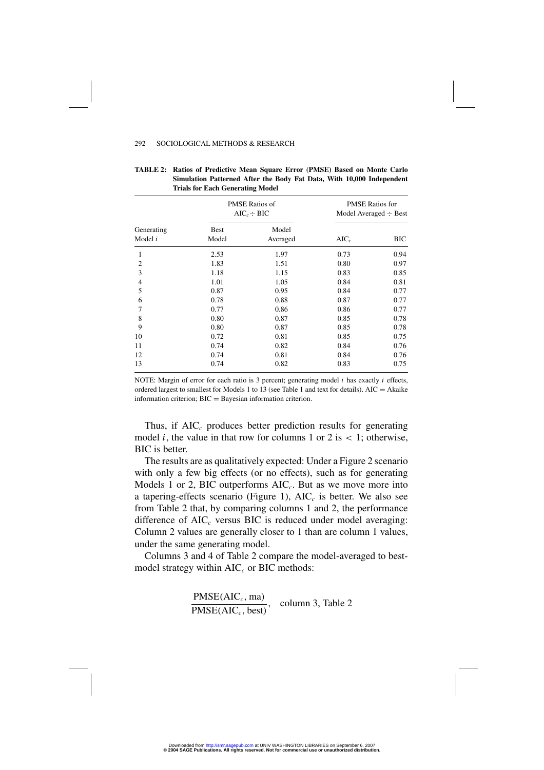**TABLE 2: Ratios of Predictive Mean Square Error (PMSE) Based on Monte Carlo Simulation Patterned After the Body Fat Data, With 10,000 Independent Trials for Each Generating Model**

| Generating Model $i$ | PMSE Ratios of $AIC_c \div BIC$ | | PMSE Ratios for Model Averaged $\div$ Best | |
|---|---|---|---|---|
| | Best Model | Model Averaged | $AIC_c$ | BIC |
| 1 | 2.53 | 1.97 | 0.73 | 0.94 |
| 2 | 1.83 | 1.51 | 0.80 | 0.97 |
| 3 | 1.18 | 1.15 | 0.83 | 0.85 |
| 4 | 1.01 | 1.05 | 0.84 | 0.81 |
| 5 | 0.87 | 0.95 | 0.84 | 0.77 |
| 6 | 0.78 | 0.88 | 0.87 | 0.77 |
| 7 | 0.77 | 0.86 | 0.86 | 0.77 |
| 8 | 0.80 | 0.87 | 0.85 | 0.78 |
| 9 | 0.80 | 0.87 | 0.85 | 0.78 |
| 10 | 0.72 | 0.81 | 0.85 | 0.75 |
| 11 | 0.74 | 0.82 | 0.84 | 0.76 |
| 12 | 0.74 | 0.81 | 0.84 | 0.76 |
| 13 | 0.74 | 0.82 | 0.83 | 0.75 |

NOTE: Margin of error for each ratio is 3 percent; generating model $i$ has exactly $i$ effects, ordered largest to smallest for Models 1 to 13 (see Table 1 and text for details). AIC = Akaike information criterion; BIC = Bayesian information criterion.

Thus, if $AIC_c$ produces better prediction results for generating model $i$, the value in that row for columns 1 or 2 is $< 1$; otherwise, BIC is better.

The results are as qualitatively expected: Under a Figure 2 scenario with only a few big effects (or no effects), such as for generating Models 1 or 2, BIC outperforms $AIC_c$. But as we move more into a tapering-effects scenario (Figure 1), $AIC_c$ is better. We also see from Table 2 that, by comparing columns 1 and 2, the performance difference of $AIC_c$ versus BIC is reduced under model averaging: Column 2 values are generally closer to 1 than are column 1 values, under the same generating model.

Columns 3 and 4 of Table 2 compare the model-averaged to best-model strategy within $AIC_c$ or BIC methods:

$$\frac{\text{PMSE}(\text{AIC}_c, \text{ma})}{\text{PMSE}(\text{AIC}_c, \text{best})}, \quad \text{column 3, Table 2}$$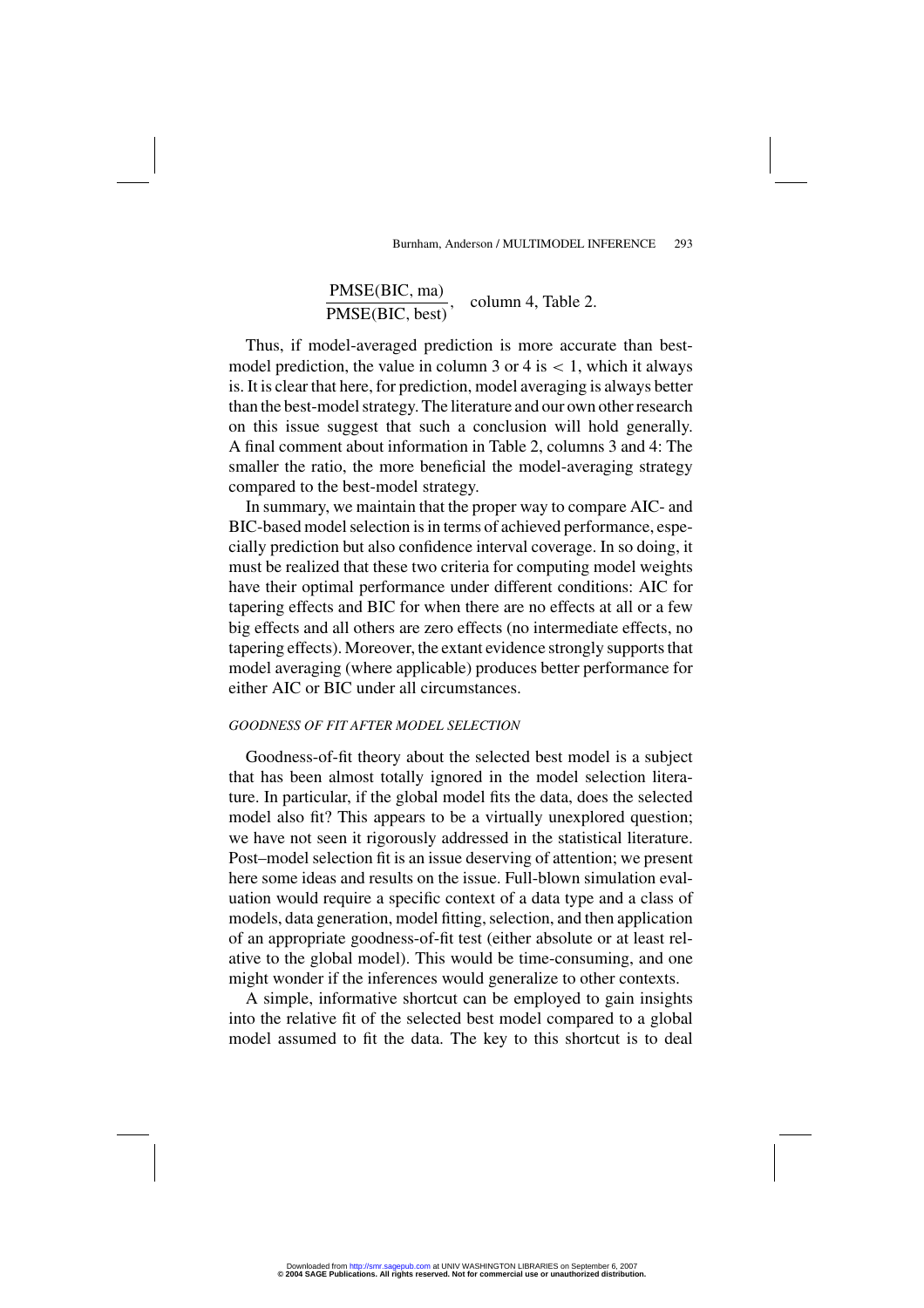$$\frac{\text{PMSE(BIC, ma)}}{\text{PMSE(BIC, best)}}, \quad \text{column 4, Table 2.}$$

Thus, if model-averaged prediction is more accurate than best-model prediction, the value in column 3 or 4 is $< 1$, which it always is. It is clear that here, for prediction, model averaging is always better than the best-model strategy. The literature and our own other research on this issue suggest that such a conclusion will hold generally. A final comment about information in Table 2, columns 3 and 4: The smaller the ratio, the more beneficial the model-averaging strategy compared to the best-model strategy.

In summary, we maintain that the proper way to compare AIC- and BIC-based model selection is in terms of achieved performance, especially prediction but also confidence interval coverage. In so doing, it must be realized that these two criteria for computing model weights have their optimal performance under different conditions: AIC for tapering effects and BIC for when there are no effects at all or a few big effects and all others are zero effects (no intermediate effects, no tapering effects). Moreover, the extant evidence strongly supports that model averaging (where applicable) produces better performance for either AIC or BIC under all circumstances.

### *GOODNESS OF FIT AFTER MODEL SELECTION*

Goodness-of-fit theory about the selected best model is a subject that has been almost totally ignored in the model selection literature. In particular, if the global model fits the data, does the selected model also fit? This appears to be a virtually unexplored question; we have not seen it rigorously addressed in the statistical literature. Post–model selection fit is an issue deserving of attention; we present here some ideas and results on the issue. Full-blown simulation evaluation would require a specific context of a data type and a class of models, data generation, model fitting, selection, and then application of an appropriate goodness-of-fit test (either absolute or at least relative to the global model). This would be time-consuming, and one might wonder if the inferences would generalize to other contexts.

A simple, informative shortcut can be employed to gain insights into the relative fit of the selected best model compared to a global model assumed to fit the data. The key to this shortcut is to deal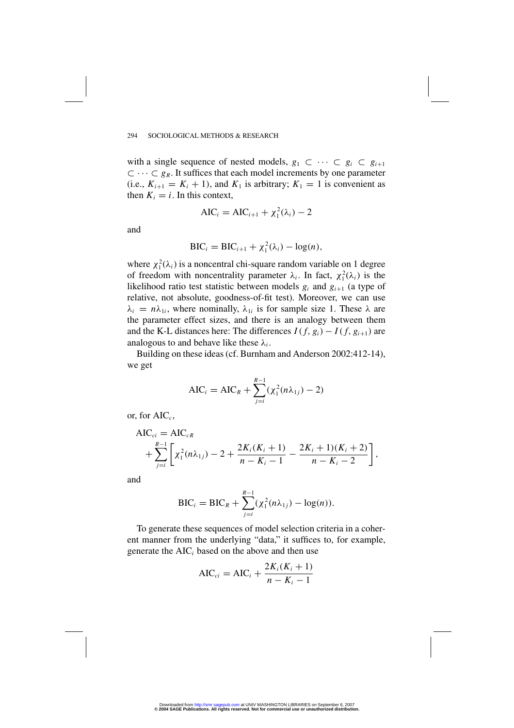with a single sequence of nested models, $g_1 \subset \cdots \subset g_i \subset g_{i+1} \subset \cdots \subset g_R$. It suffices that each model increments by one parameter (i.e., $K_{i+1} = K_i + 1$), and $K_1$ is arbitrary; $K_1 = 1$ is convenient as then $K_i = i$. In this context,

$$\text{AIC}_i = \text{AIC}_{i+1} + \chi_1^2(\lambda_i) - 2$$

and

$$\text{BIC}_i = \text{BIC}_{i+1} + \chi_1^2(\lambda_i) - \log(n),$$

where $\chi_1^2(\lambda_i)$ is a noncentral chi-square random variable on 1 degree of freedom with noncentrality parameter $\lambda_i$. In fact, $\chi_1^2(\lambda_i)$ is the likelihood ratio test statistic between models $g_i$ and $g_{i+1}$ (a type of relative, not absolute, goodness-of-fit test). Moreover, we can use $\lambda_i = n\lambda_{1i}$, where nominally, $\lambda_{1i}$ is for sample size 1. These $\lambda$ are the parameter effect sizes, and there is an analogy between them and the K-L distances here: The differences $I(f, g_i) - I(f, g_{i+1})$ are analogous to and behave like these $\lambda_i$.

Building on these ideas (cf. Burnham and Anderson 2002:412-14), we get

$$\text{AIC}_i = \text{AIC}_R + \sum_{j=i}^{R-1} (\chi_1^2(n\lambda_{1j}) - 2)$$

or, for $\text{AIC}_c$,

$$\text{AIC}_{ci} = \text{AIC}_{cR} + \sum_{j=i}^{R-1} \left[ \chi_1^2(n\lambda_{1j}) - 2 + \frac{2K_i(K_i+1)}{n-K_i-1} - \frac{2K_i+1)(K_i+2)}{n-K_i-2} \right],$$

and

$$\text{BIC}_i = \text{BIC}_R + \sum_{j=i}^{R-1} (\chi_1^2(n\lambda_{1j}) - \log(n)).$$

To generate these sequences of model selection criteria in a coherent manner from the underlying "data," it suffices to, for example, generate the $\text{AIC}_i$ based on the above and then use

$$\text{AIC}_{ci} = \text{AIC}_i + \frac{2K_i(K_i+1)}{n-K_i-1}$$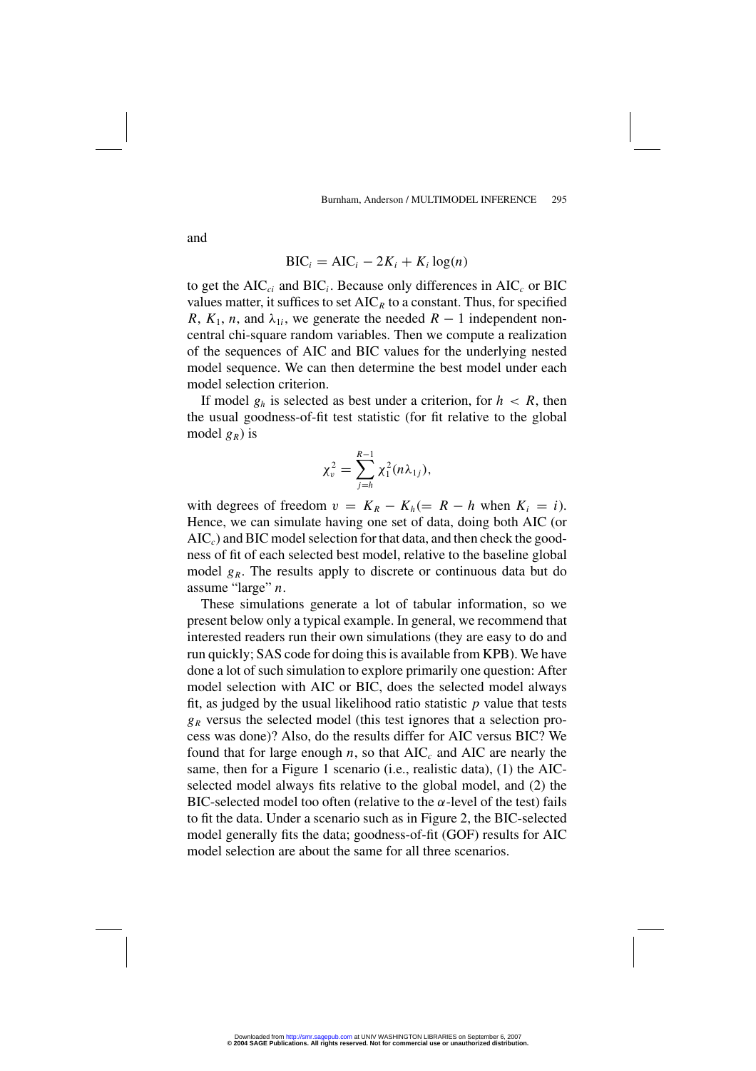and

$$\text{BIC}_i = \text{AIC}_i - 2K_i + K_i \log(n)$$

to get the $\text{AIC}_{ci}$ and $\text{BIC}_i$. Because only differences in $\text{AIC}_c$ or BIC values matter, it suffices to set $\text{AIC}_R$ to a constant. Thus, for specified $R$, $K_1$, $n$, and $\lambda_{1i}$, we generate the needed $R - 1$ independent noncentral chi-square random variables. Then we compute a realization of the sequences of AIC and BIC values for the underlying nested model sequence. We can then determine the best model under each model selection criterion.

If model $g_h$ is selected as best under a criterion, for $h < R$, then the usual goodness-of-fit test statistic (for fit relative to the global model $g_R$) is

$$\chi_v^2 = \sum_{j=h}^{R-1} \chi_1^2(n\lambda_{1j}),$$

with degrees of freedom $v = K_R - K_h (= R - h$ when $K_i = i)$. Hence, we can simulate having one set of data, doing both AIC (or $\text{AIC}_c$) and BIC model selection for that data, and then check the goodness of fit of each selected best model, relative to the baseline global model $g_R$. The results apply to discrete or continuous data but do assume "large" $n$.

These simulations generate a lot of tabular information, so we present below only a typical example. In general, we recommend that interested readers run their own simulations (they are easy to do and run quickly; SAS code for doing this is available from KPB). We have done a lot of such simulation to explore primarily one question: After model selection with AIC or BIC, does the selected model always fit, as judged by the usual likelihood ratio statistic $p$ value that tests $g_R$ versus the selected model (this test ignores that a selection process was done)? Also, do the results differ for AIC versus BIC? We found that for large enough $n$, so that $\text{AIC}_c$ and AIC are nearly the same, then for a Figure 1 scenario (i.e., realistic data), (1) the AIC-selected model always fits relative to the global model, and (2) the BIC-selected model too often (relative to the $\alpha$-level of the test) fails to fit the data. Under a scenario such as in Figure 2, the BIC-selected model generally fits the data; goodness-of-fit (GOF) results for AIC model selection are about the same for all three scenarios.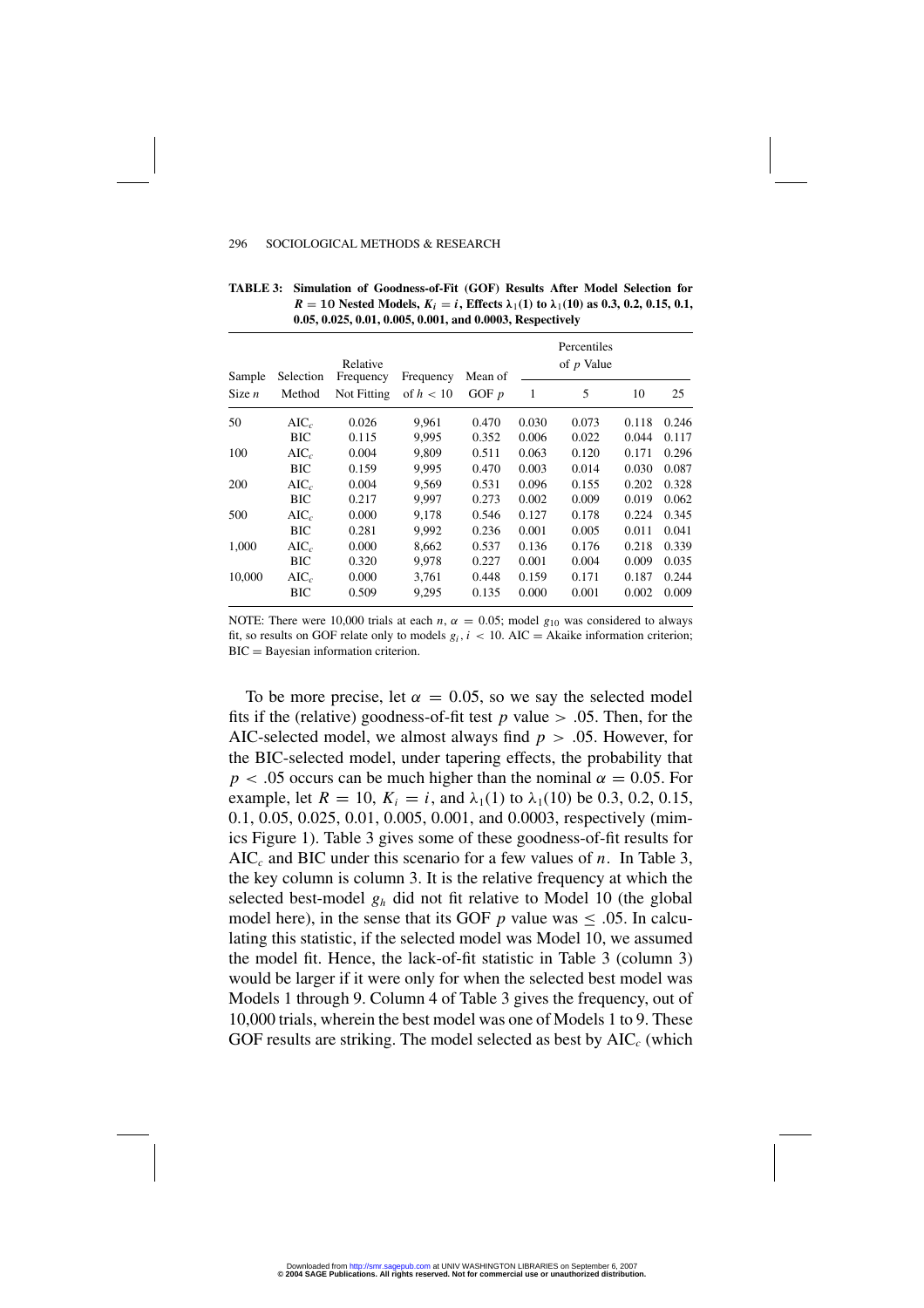**TABLE 3: Simulation of Goodness-of-Fit (GOF) Results After Model Selection for $R = 10$ Nested Models, $K_i = i$, Effects $\lambda_1(1)$ to $\lambda_1(10)$ as 0.3, 0.2, 0.15, 0.1, 0.05, 0.025, 0.01, 0.005, 0.001, and 0.0003, Respectively**

| Sample Size $n$ | Selection Method | Relative Frequency Not Fitting | Frequency of $h < 10$ | Mean of GOF $p$ | Percentiles of $p$ Value | | | |
|---|---|---|---|---|---|---|---|---|
| | | | | | 1 | 5 | 10 | 25 |
| 50 | AIC$_c$ | 0.026 | 9,961 | 0.470 | 0.030 | 0.073 | 0.118 | 0.246 |
| | BIC | 0.115 | 9,995 | 0.352 | 0.006 | 0.022 | 0.044 | 0.117 |
| 100 | AIC$_c$ | 0.004 | 9,809 | 0.511 | 0.063 | 0.120 | 0.171 | 0.296 |
| | BIC | 0.159 | 9,995 | 0.470 | 0.003 | 0.014 | 0.030 | 0.087 |
| 200 | AIC$_c$ | 0.004 | 9,569 | 0.531 | 0.096 | 0.155 | 0.202 | 0.328 |
| | BIC | 0.217 | 9,997 | 0.273 | 0.002 | 0.009 | 0.019 | 0.062 |
| 500 | AIC$_c$ | 0.000 | 9,178 | 0.546 | 0.127 | 0.178 | 0.224 | 0.345 |
| | BIC | 0.281 | 9,992 | 0.236 | 0.001 | 0.005 | 0.011 | 0.041 |
| 1,000 | AIC$_c$ | 0.000 | 8,662 | 0.537 | 0.136 | 0.176 | 0.218 | 0.339 |
| | BIC | 0.320 | 9,978 | 0.227 | 0.001 | 0.004 | 0.009 | 0.035 |
| 10,000 | AIC$_c$ | 0.000 | 3,761 | 0.448 | 0.159 | 0.171 | 0.187 | 0.244 |
| | BIC | 0.509 | 9,295 | 0.135 | 0.000 | 0.001 | 0.002 | 0.009 |

NOTE: There were 10,000 trials at each $n$, $\alpha = 0.05$; model $g_{10}$ was considered to always fit, so results on GOF relate only to models $g_i$, $i < 10$. AIC = Akaike information criterion; BIC = Bayesian information criterion.

To be more precise, let $\alpha = 0.05$, so we say the selected model fits if the (relative) goodness-of-fit test $p$ value $> .05$. Then, for the AIC-selected model, we almost always find $p > .05$. However, for the BIC-selected model, under tapering effects, the probability that $p < .05$ occurs can be much higher than the nominal $\alpha = 0.05$. For example, let $R = 10$, $K_i = i$, and $\lambda_1(1)$ to $\lambda_1(10)$ be 0.3, 0.2, 0.15, 0.1, 0.05, 0.025, 0.01, 0.005, 0.001, and 0.0003, respectively (mimics Figure 1). Table 3 gives some of these goodness-of-fit results for AIC$_c$ and BIC under this scenario for a few values of $n$. In Table 3, the key column is column 3. It is the relative frequency at which the selected best-model $g_h$ did not fit relative to Model 10 (the global model here), in the sense that its GOF $p$ value was $\leq .05$. In calculating this statistic, if the selected model was Model 10, we assumed the model fit. Hence, the lack-of-fit statistic in Table 3 (column 3) would be larger if it were only for when the selected best model was Models 1 through 9. Column 4 of Table 3 gives the frequency, out of 10,000 trials, wherein the best model was one of Models 1 to 9. These GOF results are striking. The model selected as best by AIC$_c$ (which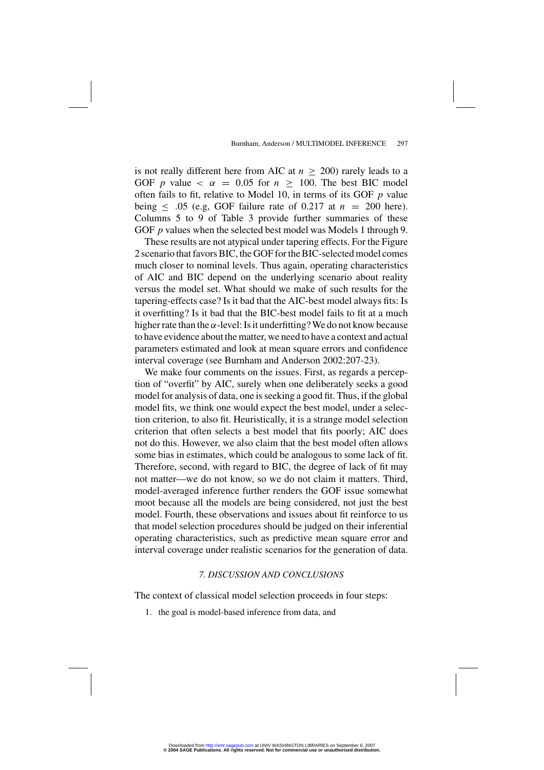is not really different here from AIC at $n \geq 200$) rarely leads to a GOF $p$ value $< \alpha = 0.05$ for $n \geq 100$. The best BIC model often fails to fit, relative to Model 10, in terms of its GOF $p$ value being $\leq .05$ (e.g, GOF failure rate of 0.217 at $n = 200$ here). Columns 5 to 9 of Table 3 provide further summaries of these GOF $p$ values when the selected best model was Models 1 through 9.

These results are not atypical under tapering effects. For the Figure 2 scenario that favors BIC, the GOF for the BIC-selected model comes much closer to nominal levels. Thus again, operating characteristics of AIC and BIC depend on the underlying scenario about reality versus the model set. What should we make of such results for the tapering-effects case? Is it bad that the AIC-best model always fits: Is it overfitting? Is it bad that the BIC-best model fails to fit at a much higher rate than the $\alpha$-level: Is it underfitting? We do not know because to have evidence about the matter, we need to have a context and actual parameters estimated and look at mean square errors and confidence interval coverage (see Burnham and Anderson 2002:207-23).

We make four comments on the issues. First, as regards a perception of "overfit" by AIC, surely when one deliberately seeks a good model for analysis of data, one is seeking a good fit. Thus, if the global model fits, we think one would expect the best model, under a selection criterion, to also fit. Heuristically, it is a strange model selection criterion that often selects a best model that fits poorly; AIC does not do this. However, we also claim that the best model often allows some bias in estimates, which could be analogous to some lack of fit. Therefore, second, with regard to BIC, the degree of lack of fit may not matter—we do not know, so we do not claim it matters. Third, model-averaged inference further renders the GOF issue somewhat moot because all the models are being considered, not just the best model. Fourth, these observations and issues about fit reinforce to us that model selection procedures should be judged on their inferential operating characteristics, such as predictive mean square error and interval coverage under realistic scenarios for the generation of data.

## 7. DISCUSSION AND CONCLUSIONS

The context of classical model selection proceeds in four steps:

1. the goal is model-based inference from data, and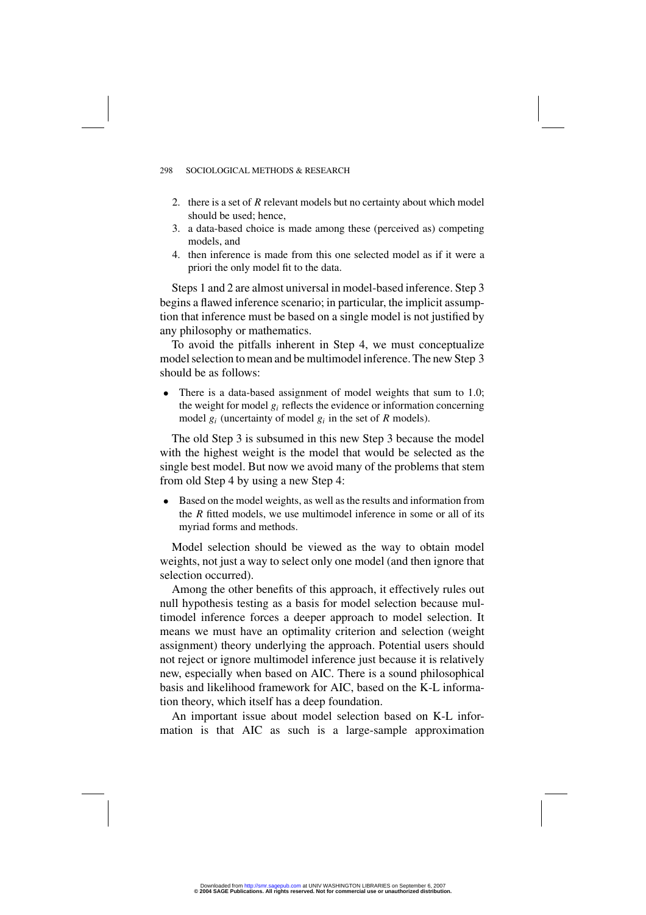2. there is a set of $R$ relevant models but no certainty about which model should be used; hence,
3. a data-based choice is made among these (perceived as) competing models, and
4. then inference is made from this one selected model as if it were a priori the only model fit to the data.

Steps 1 and 2 are almost universal in model-based inference. Step 3 begins a flawed inference scenario; in particular, the implicit assumption that inference must be based on a single model is not justified by any philosophy or mathematics.

To avoid the pitfalls inherent in Step 4, we must conceptualize model selection to mean and be multimodel inference. The new Step 3 should be as follows:

- There is a data-based assignment of model weights that sum to 1.0; the weight for model $g_i$ reflects the evidence or information concerning model $g_i$ (uncertainty of model $g_i$ in the set of $R$ models).

The old Step 3 is subsumed in this new Step 3 because the model with the highest weight is the model that would be selected as the single best model. But now we avoid many of the problems that stem from old Step 4 by using a new Step 4:

- Based on the model weights, as well as the results and information from the $R$ fitted models, we use multimodel inference in some or all of its myriad forms and methods.

Model selection should be viewed as the way to obtain model weights, not just a way to select only one model (and then ignore that selection occurred).

Among the other benefits of this approach, it effectively rules out null hypothesis testing as a basis for model selection because multimodel inference forces a deeper approach to model selection. It means we must have an optimality criterion and selection (weight assignment) theory underlying the approach. Potential users should not reject or ignore multimodel inference just because it is relatively new, especially when based on AIC. There is a sound philosophical basis and likelihood framework for AIC, based on the K-L information theory, which itself has a deep foundation.

An important issue about model selection based on K-L information is that AIC as such is a large-sample approximation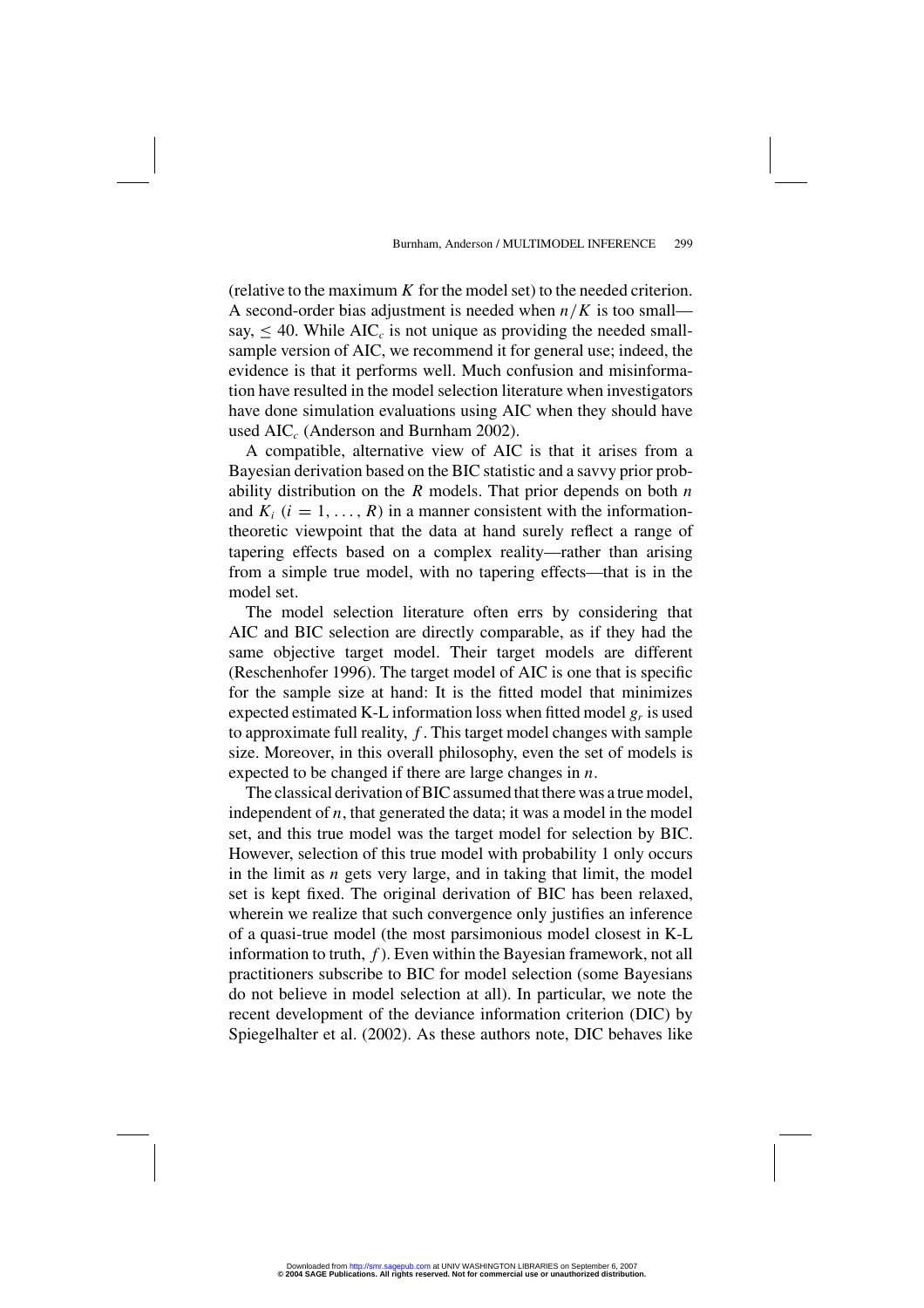(relative to the maximum $K$ for the model set) to the needed criterion. A second-order bias adjustment is needed when $n/K$ is too small—say, $\leq 40$. While $\text{AIC}_c$ is not unique as providing the needed small-sample version of AIC, we recommend it for general use; indeed, the evidence is that it performs well. Much confusion and misinformation have resulted in the model selection literature when investigators have done simulation evaluations using AIC when they should have used $\text{AIC}_c$ (Anderson and Burnham 2002).

A compatible, alternative view of AIC is that it arises from a Bayesian derivation based on the BIC statistic and a savvy prior probability distribution on the $R$ models. That prior depends on both $n$ and $K_i$ ($i = 1, \ldots, R$) in a manner consistent with the information-theoretic viewpoint that the data at hand surely reflect a range of tapering effects based on a complex reality—rather than arising from a simple true model, with no tapering effects—that is in the model set.

The model selection literature often errs by considering that AIC and BIC selection are directly comparable, as if they had the same objective target model. Their target models are different (Reschenhofer 1996). The target model of AIC is one that is specific for the sample size at hand: It is the fitted model that minimizes expected estimated K-L information loss when fitted model $g_r$ is used to approximate full reality, $f$. This target model changes with sample size. Moreover, in this overall philosophy, even the set of models is expected to be changed if there are large changes in $n$.

The classical derivation of BIC assumed that there was a true model, independent of $n$, that generated the data; it was a model in the model set, and this true model was the target model for selection by BIC. However, selection of this true model with probability 1 only occurs in the limit as $n$ gets very large, and in taking that limit, the model set is kept fixed. The original derivation of BIC has been relaxed, wherein we realize that such convergence only justifies an inference of a quasi-true model (the most parsimonious model closest in K-L information to truth, $f$). Even within the Bayesian framework, not all practitioners subscribe to BIC for model selection (some Bayesians do not believe in model selection at all). In particular, we note the recent development of the deviance information criterion (DIC) by Spiegelhalter et al. (2002). As these authors note, DIC behaves like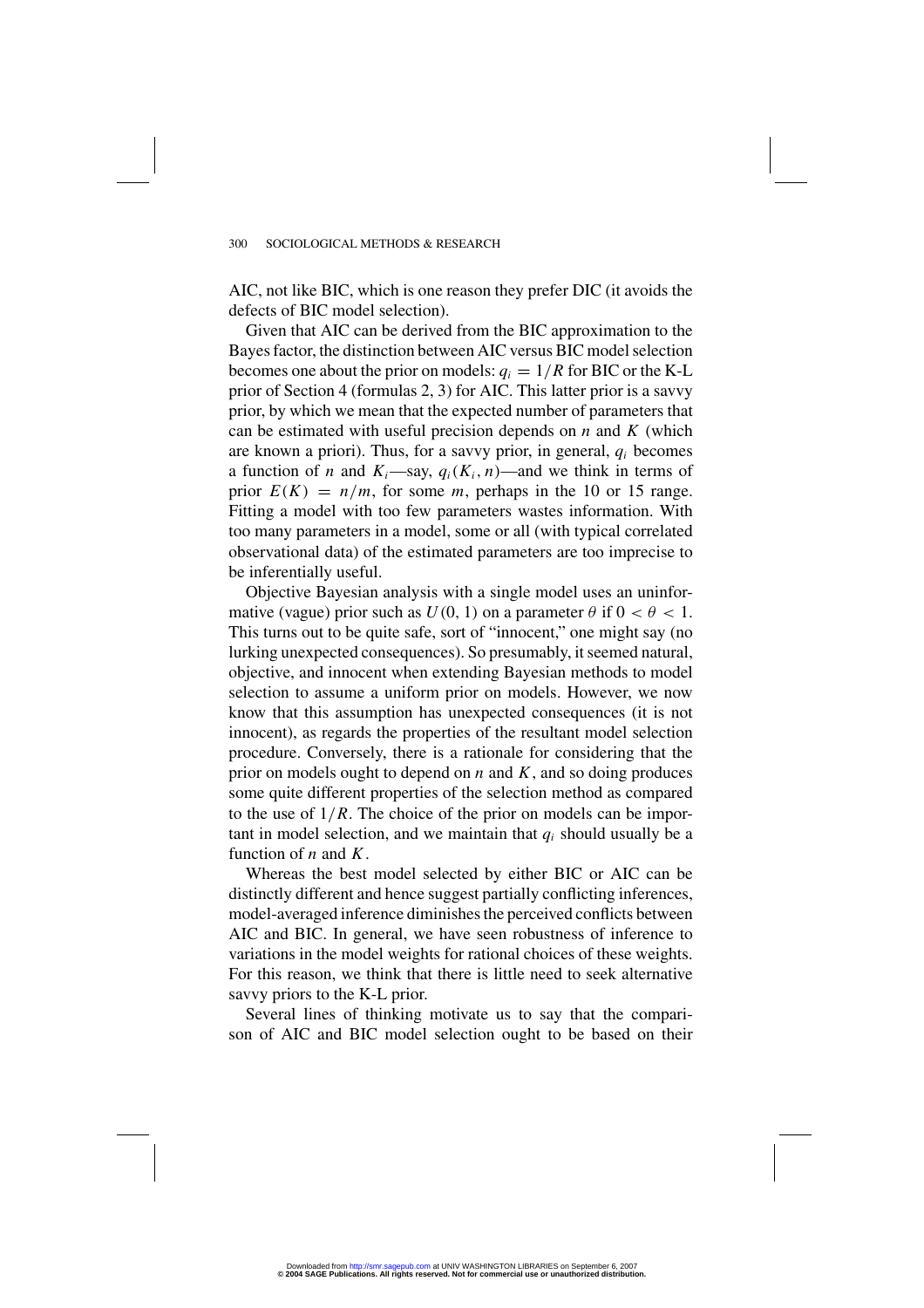AIC, not like BIC, which is one reason they prefer DIC (it avoids the defects of BIC model selection).

Given that AIC can be derived from the BIC approximation to the Bayes factor, the distinction between AIC versus BIC model selection becomes one about the prior on models: $q_i = 1/R$ for BIC or the K-L prior of Section 4 (formulas 2, 3) for AIC. This latter prior is a savvy prior, by which we mean that the expected number of parameters that can be estimated with useful precision depends on $n$ and $K$ (which are known a priori). Thus, for a savvy prior, in general, $q_i$ becomes a function of $n$ and $K_i$—say, $q_i(K_i, n)$—and we think in terms of prior $E(K) = n/m$, for some $m$, perhaps in the 10 or 15 range. Fitting a model with too few parameters wastes information. With too many parameters in a model, some or all (with typical correlated observational data) of the estimated parameters are too imprecise to be inferentially useful.

Objective Bayesian analysis with a single model uses an uninformative (vague) prior such as $U(0, 1)$ on a parameter $\theta$ if $0 < \theta < 1$. This turns out to be quite safe, sort of "innocent," one might say (no lurking unexpected consequences). So presumably, it seemed natural, objective, and innocent when extending Bayesian methods to model selection to assume a uniform prior on models. However, we now know that this assumption has unexpected consequences (it is not innocent), as regards the properties of the resultant model selection procedure. Conversely, there is a rationale for considering that the prior on models ought to depend on $n$ and $K$, and so doing produces some quite different properties of the selection method as compared to the use of $1/R$. The choice of the prior on models can be important in model selection, and we maintain that $q_i$ should usually be a function of $n$ and $K$.

Whereas the best model selected by either BIC or AIC can be distinctly different and hence suggest partially conflicting inferences, model-averaged inference diminishes the perceived conflicts between AIC and BIC. In general, we have seen robustness of inference to variations in the model weights for rational choices of these weights. For this reason, we think that there is little need to seek alternative savvy priors to the K-L prior.

Several lines of thinking motivate us to say that the comparison of AIC and BIC model selection ought to be based on their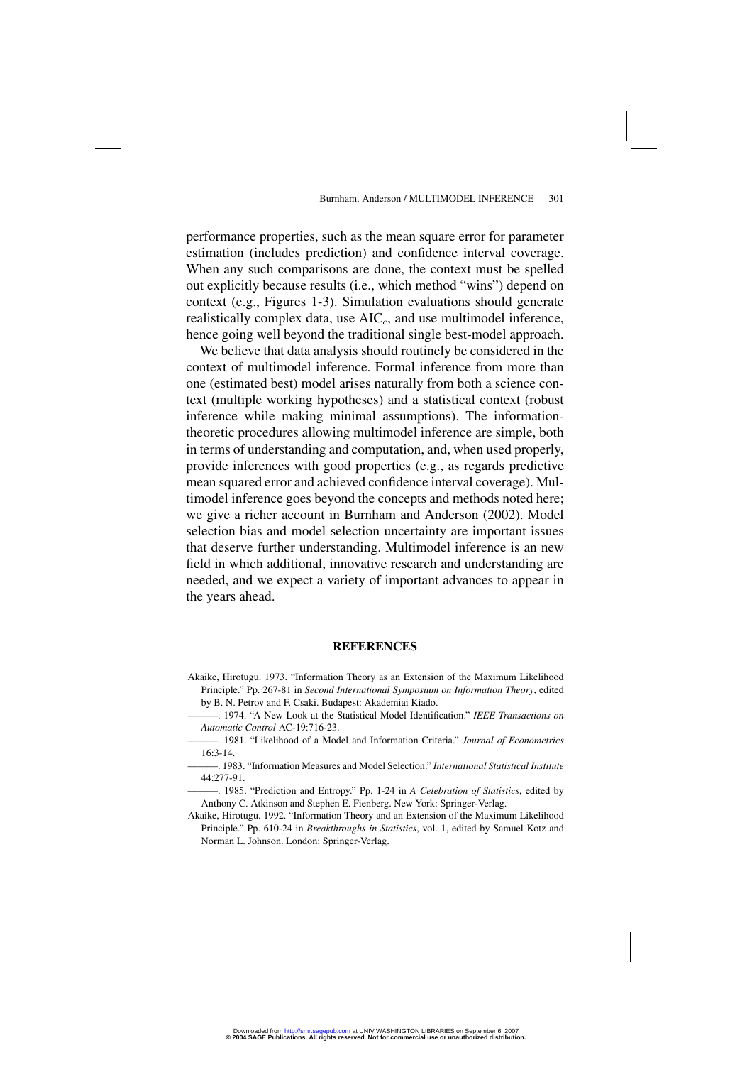performance properties, such as the mean square error for parameter estimation (includes prediction) and confidence interval coverage. When any such comparisons are done, the context must be spelled out explicitly because results (i.e., which method "wins") depend on context (e.g., Figures 1-3). Simulation evaluations should generate realistically complex data, use $\text{AIC}_c$, and use multimodel inference, hence going well beyond the traditional single best-model approach.

We believe that data analysis should routinely be considered in the context of multimodel inference. Formal inference from more than one (estimated best) model arises naturally from both a science context (multiple working hypotheses) and a statistical context (robust inference while making minimal assumptions). The information-theoretic procedures allowing multimodel inference are simple, both in terms of understanding and computation, and, when used properly, provide inferences with good properties (e.g., as regards predictive mean squared error and achieved confidence interval coverage). Multimodel inference goes beyond the concepts and methods noted here; we give a richer account in Burnham and Anderson (2002). Model selection bias and model selection uncertainty are important issues that deserve further understanding. Multimodel inference is an new field in which additional, innovative research and understanding are needed, and we expect a variety of important advances to appear in the years ahead.

## REFERENCES

Akaike, Hirotugu. 1973. "Information Theory as an Extension of the Maximum Likelihood Principle." Pp. 267-81 in *Second International Symposium on Information Theory*, edited by B. N. Petrov and F. Csaki. Budapest: Akademiai Kiado.

———. 1974. "A New Look at the Statistical Model Identification." *IEEE Transactions on Automatic Control* AC-19:716-23.

———. 1981. "Likelihood of a Model and Information Criteria." *Journal of Econometrics* 16:3-14.

———. 1983. "Information Measures and Model Selection." *International Statistical Institute* 44:277-91.

———. 1985. "Prediction and Entropy." Pp. 1-24 in *A Celebration of Statistics*, edited by Anthony C. Atkinson and Stephen E. Fienberg. New York: Springer-Verlag.

Akaike, Hirotugu. 1992. "Information Theory and an Extension of the Maximum Likelihood Principle." Pp. 610-24 in *Breakthroughs in Statistics*, vol. 1, edited by Samuel Kotz and Norman L. Johnson. London: Springer-Verlag.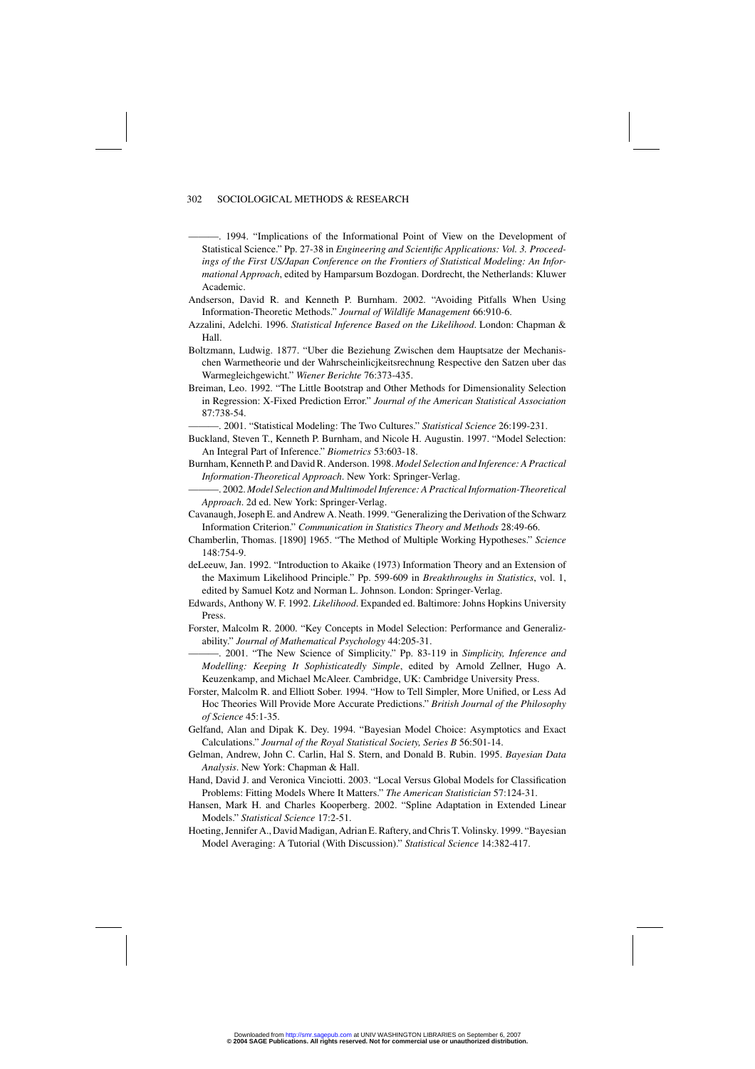———. 1994. "Implications of the Informational Point of View on the Development of Statistical Science." Pp. 27-38 in *Engineering and Scientific Applications: Vol. 3. Proceedings of the First US/Japan Conference on the Frontiers of Statistical Modeling: An Informational Approach*, edited by Hamparsum Bozdogan. Dordrecht, the Netherlands: Kluwer Academic.

Andserson, David R. and Kenneth P. Burnham. 2002. "Avoiding Pitfalls When Using Information-Theoretic Methods." *Journal of Wildlife Management* 66:910-6.

Azzalini, Adelchi. 1996. *Statistical Inference Based on the Likelihood*. London: Chapman & Hall.

Boltzmann, Ludwig. 1877. "Uber die Beziehung Zwischen dem Hauptsatze der Mechanischen Warmetheorie und der Wahrscheinlicjkeitsrechnung Respective den Satzen uber das Warmegleichgewicht." *Wiener Berichte* 76:373-435.

Breiman, Leo. 1992. "The Little Bootstrap and Other Methods for Dimensionality Selection in Regression: X-Fixed Prediction Error." *Journal of the American Statistical Association* 87:738-54.

———. 2001. "Statistical Modeling: The Two Cultures." *Statistical Science* 26:199-231.

Buckland, Steven T., Kenneth P. Burnham, and Nicole H. Augustin. 1997. "Model Selection: An Integral Part of Inference." *Biometrics* 53:603-18.

Burnham, Kenneth P. and David R. Anderson. 1998. *Model Selection and Inference: A Practical Information-Theoretical Approach*. New York: Springer-Verlag.

———. 2002. *Model Selection and Multimodel Inference: A Practical Information-Theoretical Approach*. 2d ed. New York: Springer-Verlag.

Cavanaugh, Joseph E. and Andrew A. Neath. 1999. "Generalizing the Derivation of the Schwarz Information Criterion." *Communication in Statistics Theory and Methods* 28:49-66.

Chamberlin, Thomas. [1890] 1965. "The Method of Multiple Working Hypotheses." *Science* 148:754-9.

deLeeuw, Jan. 1992. "Introduction to Akaike (1973) Information Theory and an Extension of the Maximum Likelihood Principle." Pp. 599-609 in *Breakthroughs in Statistics*, vol. 1, edited by Samuel Kotz and Norman L. Johnson. London: Springer-Verlag.

Edwards, Anthony W. F. 1992. *Likelihood*. Expanded ed. Baltimore: Johns Hopkins University Press.

Forster, Malcolm R. 2000. "Key Concepts in Model Selection: Performance and Generalizability." *Journal of Mathematical Psychology* 44:205-31.

———. 2001. "The New Science of Simplicity." Pp. 83-119 in *Simplicity, Inference and Modelling: Keeping It Sophisticatedly Simple*, edited by Arnold Zellner, Hugo A. Keuzenkamp, and Michael McAleer. Cambridge, UK: Cambridge University Press.

Forster, Malcolm R. and Elliott Sober. 1994. "How to Tell Simpler, More Unified, or Less Ad Hoc Theories Will Provide More Accurate Predictions." *British Journal of the Philosophy of Science* 45:1-35.

Gelfand, Alan and Dipak K. Dey. 1994. "Bayesian Model Choice: Asymptotics and Exact Calculations." *Journal of the Royal Statistical Society, Series B* 56:501-14.

Gelman, Andrew, John C. Carlin, Hal S. Stern, and Donald B. Rubin. 1995. *Bayesian Data Analysis*. New York: Chapman & Hall.

Hand, David J. and Veronica Vinciotti. 2003. "Local Versus Global Models for Classification Problems: Fitting Models Where It Matters." *The American Statistician* 57:124-31.

Hansen, Mark H. and Charles Kooperberg. 2002. "Spline Adaptation in Extended Linear Models." *Statistical Science* 17:2-51.

Hoeting, Jennifer A., David Madigan, Adrian E. Raftery, and Chris T. Volinsky. 1999. "Bayesian Model Averaging: A Tutorial (With Discussion)." *Statistical Science* 14:382-417.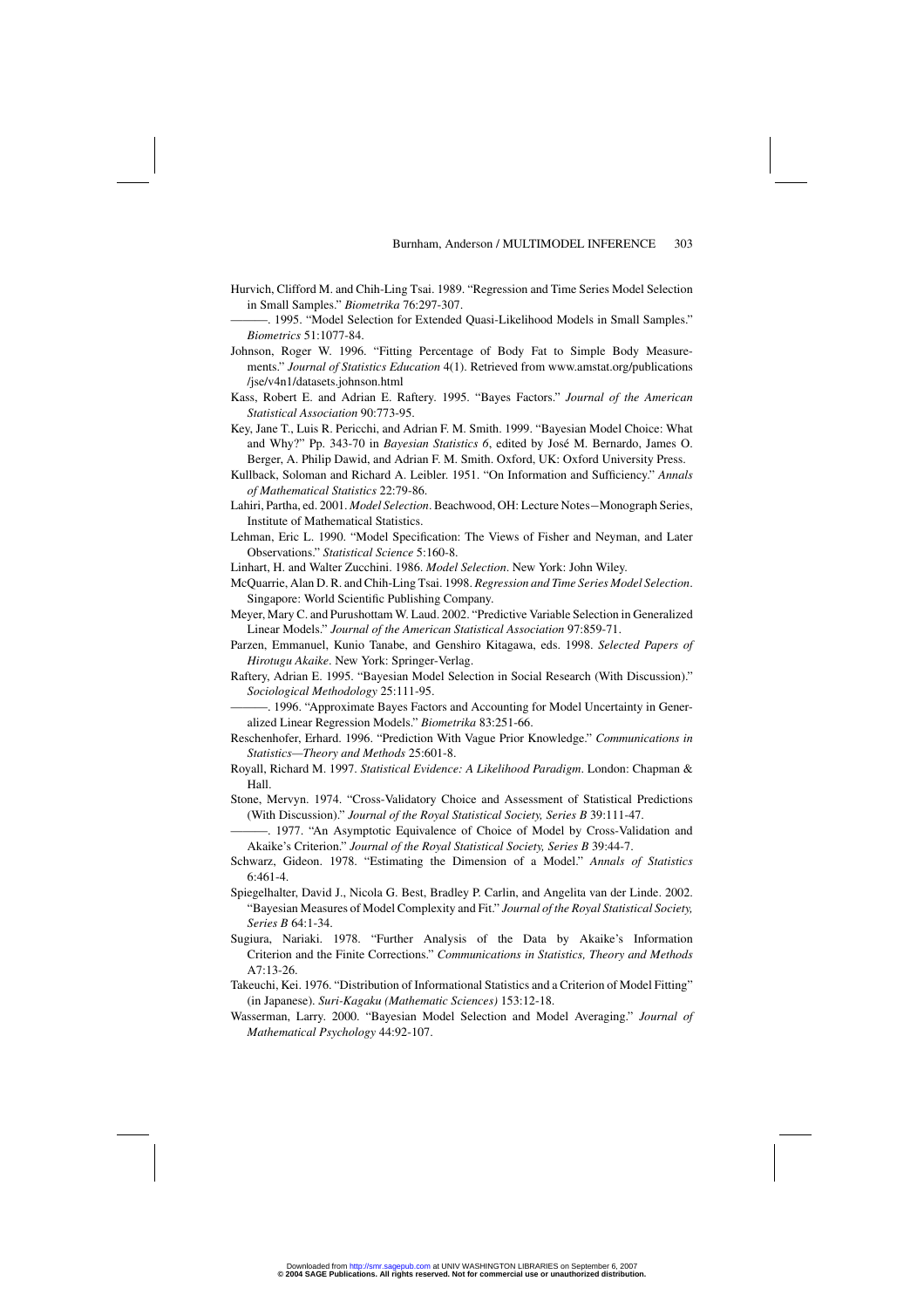Hurvich, Clifford M. and Chih-Ling Tsai. 1989. "Regression and Time Series Model Selection in Small Samples." *Biometrika* 76:297-307.

———. 1995. "Model Selection for Extended Quasi-Likelihood Models in Small Samples." *Biometrics* 51:1077-84.

Johnson, Roger W. 1996. "Fitting Percentage of Body Fat to Simple Body Measurements." *Journal of Statistics Education* 4(1). Retrieved from www.amstat.org/publications/jse/v4n1/datasets.johnson.html

Kass, Robert E. and Adrian E. Raftery. 1995. "Bayes Factors." *Journal of the American Statistical Association* 90:773-95.

Key, Jane T., Luis R. Pericchi, and Adrian F. M. Smith. 1999. "Bayesian Model Choice: What and Why?" Pp. 343-70 in *Bayesian Statistics 6*, edited by José M. Bernardo, James O. Berger, A. Philip Dawid, and Adrian F. M. Smith. Oxford, UK: Oxford University Press.

Kullback, Soloman and Richard A. Leibler. 1951. "On Information and Sufficiency." *Annals of Mathematical Statistics* 22:79-86.

Lahiri, Partha, ed. 2001. *Model Selection*. Beachwood, OH: Lecture Notes—Monograph Series, Institute of Mathematical Statistics.

Lehman, Eric L. 1990. "Model Specification: The Views of Fisher and Neyman, and Later Observations." *Statistical Science* 5:160-8.

Linhart, H. and Walter Zucchini. 1986. *Model Selection*. New York: John Wiley.

McQuarrie, Alan D. R. and Chih-Ling Tsai. 1998. *Regression and Time Series Model Selection*. Singapore: World Scientific Publishing Company.

Meyer, Mary C. and Purushottam W. Laud. 2002. "Predictive Variable Selection in Generalized Linear Models." *Journal of the American Statistical Association* 97:859-71.

Parzen, Emmanuel, Kunio Tanabe, and Genshiro Kitagawa, eds. 1998. *Selected Papers of Hirotugu Akaike*. New York: Springer-Verlag.

Raftery, Adrian E. 1995. "Bayesian Model Selection in Social Research (With Discussion)." *Sociological Methodology* 25:111-95.

———. 1996. "Approximate Bayes Factors and Accounting for Model Uncertainty in Generalized Linear Regression Models." *Biometrika* 83:251-66.

Reschenhofer, Erhard. 1996. "Prediction With Vague Prior Knowledge." *Communications in Statistics—Theory and Methods* 25:601-8.

Royall, Richard M. 1997. *Statistical Evidence: A Likelihood Paradigm*. London: Chapman & Hall.

Stone, Mervyn. 1974. "Cross-Validatory Choice and Assessment of Statistical Predictions (With Discussion)." *Journal of the Royal Statistical Society, Series B* 39:111-47.

———. 1977. "An Asymptotic Equivalence of Choice of Model by Cross-Validation and Akaike's Criterion." *Journal of the Royal Statistical Society, Series B* 39:44-7.

Schwarz, Gideon. 1978. "Estimating the Dimension of a Model." *Annals of Statistics* 6:461-4.

Spiegelhalter, David J., Nicola G. Best, Bradley P. Carlin, and Angelita van der Linde. 2002. "Bayesian Measures of Model Complexity and Fit." *Journal of the Royal Statistical Society, Series B* 64:1-34.

Sugiura, Nariaki. 1978. "Further Analysis of the Data by Akaike's Information Criterion and the Finite Corrections." *Communications in Statistics, Theory and Methods* A7:13-26.

Takeuchi, Kei. 1976. "Distribution of Informational Statistics and a Criterion of Model Fitting" (in Japanese). *Suri-Kagaku (Mathematic Sciences)* 153:12-18.

Wasserman, Larry. 2000. "Bayesian Model Selection and Model Averaging." *Journal of Mathematical Psychology* 44:92-107.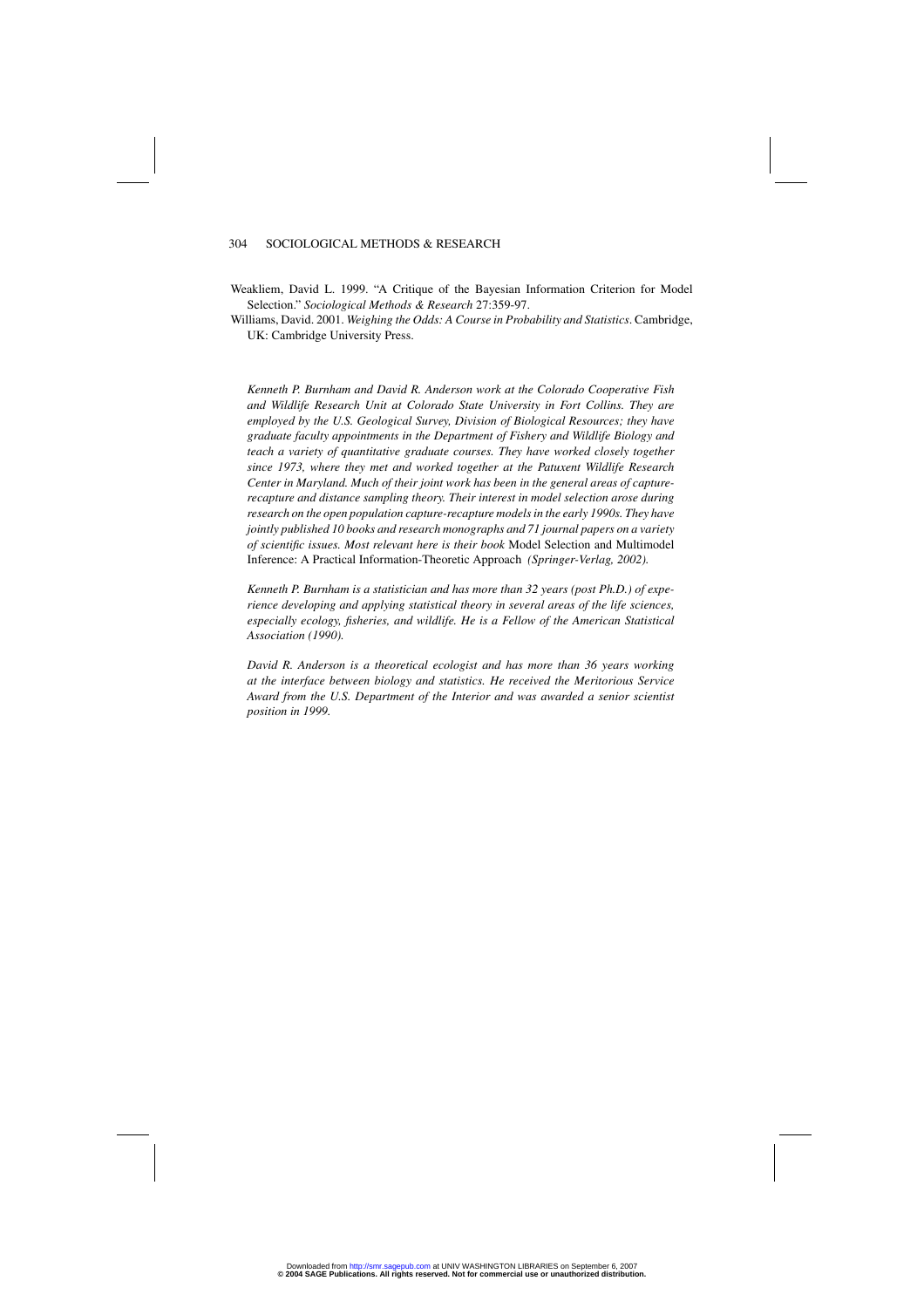Weakliem, David L. 1999. "A Critique of the Bayesian Information Criterion for Model Selection." *Sociological Methods & Research* 27:359-97.

Williams, David. 2001. *Weighing the Odds: A Course in Probability and Statistics*. Cambridge, UK: Cambridge University Press.

*Kenneth P. Burnham and David R. Anderson work at the Colorado Cooperative Fish and Wildlife Research Unit at Colorado State University in Fort Collins. They are employed by the U.S. Geological Survey, Division of Biological Resources; they have graduate faculty appointments in the Department of Fishery and Wildlife Biology and teach a variety of quantitative graduate courses. They have worked closely together since 1973, where they met and worked together at the Patuxent Wildlife Research Center in Maryland. Much of their joint work has been in the general areas of capture-recapture and distance sampling theory. Their interest in model selection arose during research on the open population capture-recapture models in the early 1990s. They have jointly published 10 books and research monographs and 71 journal papers on a variety of scientific issues. Most relevant here is their book* Model Selection and Multimodel Inference: A Practical Information-Theoretic Approach *(Springer-Verlag, 2002).*

*Kenneth P. Burnham is a statistician and has more than 32 years (post Ph.D.) of experience developing and applying statistical theory in several areas of the life sciences, especially ecology, fisheries, and wildlife. He is a Fellow of the American Statistical Association (1990).*

*David R. Anderson is a theoretical ecologist and has more than 36 years working at the interface between biology and statistics. He received the Meritorious Service Award from the U.S. Department of the Interior and was awarded a senior scientist position in 1999.*